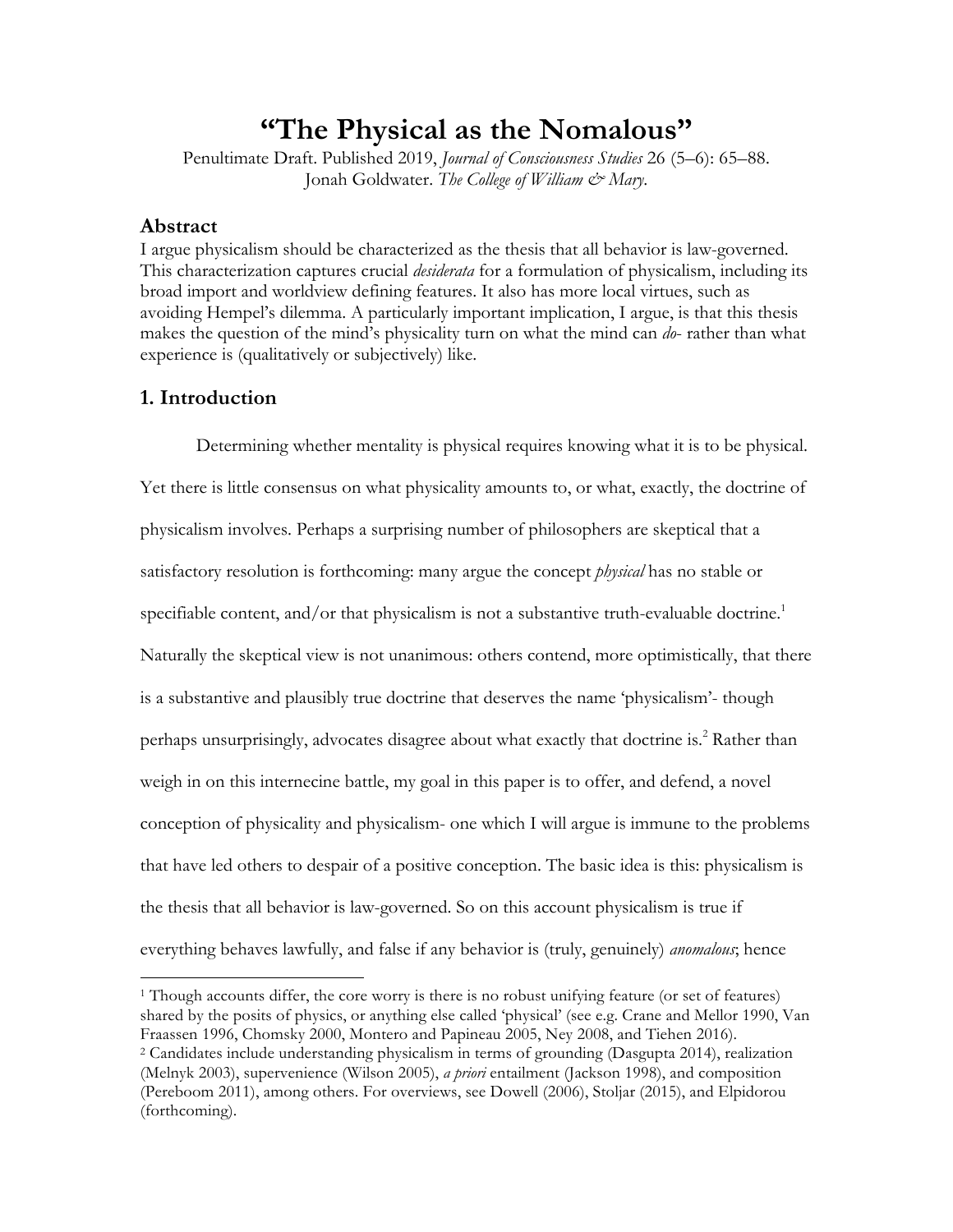# "The Physical as the Nomalous"

Penultimate Draft. Published 2019, *Journal of Consciousness Studies* 26 (5–6): 65–88.
Jonah Goldwater. *The College of William & Mary*.

## Abstract

I argue physicalism should be characterized as the thesis that all behavior is law-governed. This characterization captures crucial *desiderata* for a formulation of physicalism, including its broad import and worldview defining features. It also has more local virtues, such as avoiding Hempel's dilemma. A particularly important implication, I argue, is that this thesis makes the question of the mind's physicality turn on what the mind can *do*- rather than what experience is (qualitatively or subjectively) like.

## 1. Introduction

Determining whether mentality is physical requires knowing what it is to be physical. Yet there is little consensus on what physicality amounts to, or what, exactly, the doctrine of physicalism involves. Perhaps a surprising number of philosophers are skeptical that a satisfactory resolution is forthcoming: many argue the concept *physical* has no stable or specifiable content, and/or that physicalism is not a substantive truth-evaluable doctrine.[1] Naturally the skeptical view is not unanimous: others contend, more optimistically, that there is a substantive and plausibly true doctrine that deserves the name 'physicalism'- though perhaps unsurprisingly, advocates disagree about what exactly that doctrine is.[2] Rather than weigh in on this internecine battle, my goal in this paper is to offer, and defend, a novel conception of physicality and physicalism- one which I will argue is immune to the problems that have led others to despair of a positive conception. The basic idea is this: physicalism is the thesis that all behavior is law-governed. So on this account physicalism is true if everything behaves lawfully, and false if any behavior is (truly, genuinely) *anomalous*; hence

[1] Though accounts differ, the core worry is there is no robust unifying feature (or set of features) shared by the posits of physics, or anything else called 'physical' (see e.g. Crane and Mellor 1990, Van Fraassen 1996, Chomsky 2000, Montero and Papineau 2005, Ney 2008, and Tiehen 2016).

[2] Candidates include understanding physicalism in terms of grounding (Dasgupta 2014), realization (Melnyk 2003), supervenience (Wilson 2005), *a priori* entailment (Jackson 1998), and composition (Pereboom 2011), among others. For overviews, see Dowell (2006), Stoljar (2015), and Elpidorou (forthcoming).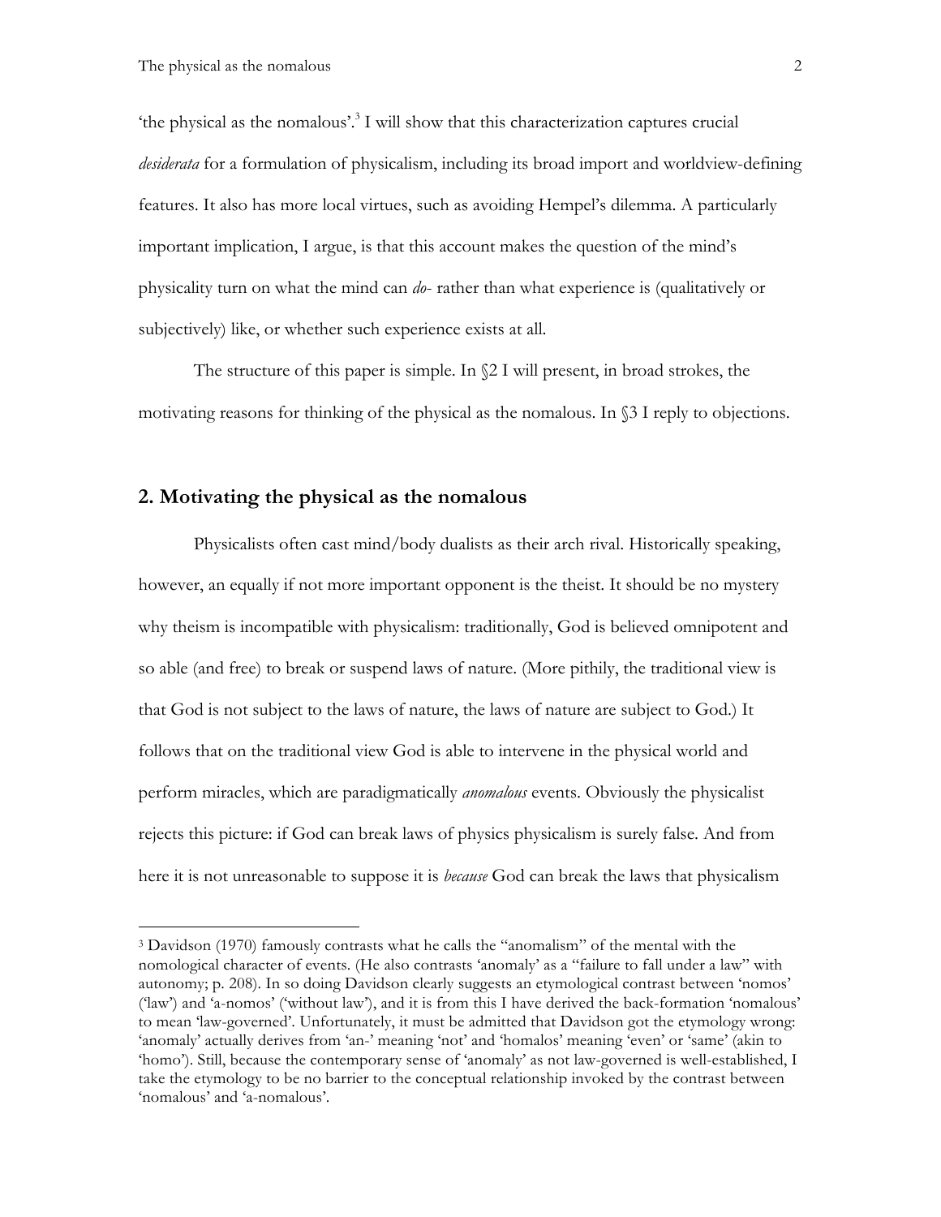'the physical as the nomalous'.[3] I will show that this characterization captures crucial *desiderata* for a formulation of physicalism, including its broad import and worldview-defining features. It also has more local virtues, such as avoiding Hempel's dilemma. A particularly important implication, I argue, is that this account makes the question of the mind's physicality turn on what the mind can *do*- rather than what experience is (qualitatively or subjectively) like, or whether such experience exists at all.

The structure of this paper is simple. In §2 I will present, in broad strokes, the motivating reasons for thinking of the physical as the nomalous. In §3 I reply to objections.

## 2. Motivating the physical as the nomalous

Physicalists often cast mind/body dualists as their arch rival. Historically speaking, however, an equally if not more important opponent is the theist. It should be no mystery why theism is incompatible with physicalism: traditionally, God is believed omnipotent and so able (and free) to break or suspend laws of nature. (More pithily, the traditional view is that God is not subject to the laws of nature, the laws of nature are subject to God.) It follows that on the traditional view God is able to intervene in the physical world and perform miracles, which are paradigmatically *anomalous* events. Obviously the physicalist rejects this picture: if God can break laws of physics physicalism is surely false. And from here it is not unreasonable to suppose it is *because* God can break the laws that physicalism

[3] Davidson (1970) famously contrasts what he calls the "anomalism" of the mental with the nomological character of events. (He also contrasts 'anomaly' as a "failure to fall under a law" with autonomy; p. 208). In so doing Davidson clearly suggests an etymological contrast between 'nomos' ('law') and 'a-nomos' ('without law'), and it is from this I have derived the back-formation 'nomalous' to mean 'law-governed'. Unfortunately, it must be admitted that Davidson got the etymology wrong: 'anomaly' actually derives from 'an-' meaning 'not' and 'homalos' meaning 'even' or 'same' (akin to 'homo'). Still, because the contemporary sense of 'anomaly' as not law-governed is well-established, I take the etymology to be no barrier to the conceptual relationship invoked by the contrast between 'nomalous' and 'a-nomalous'.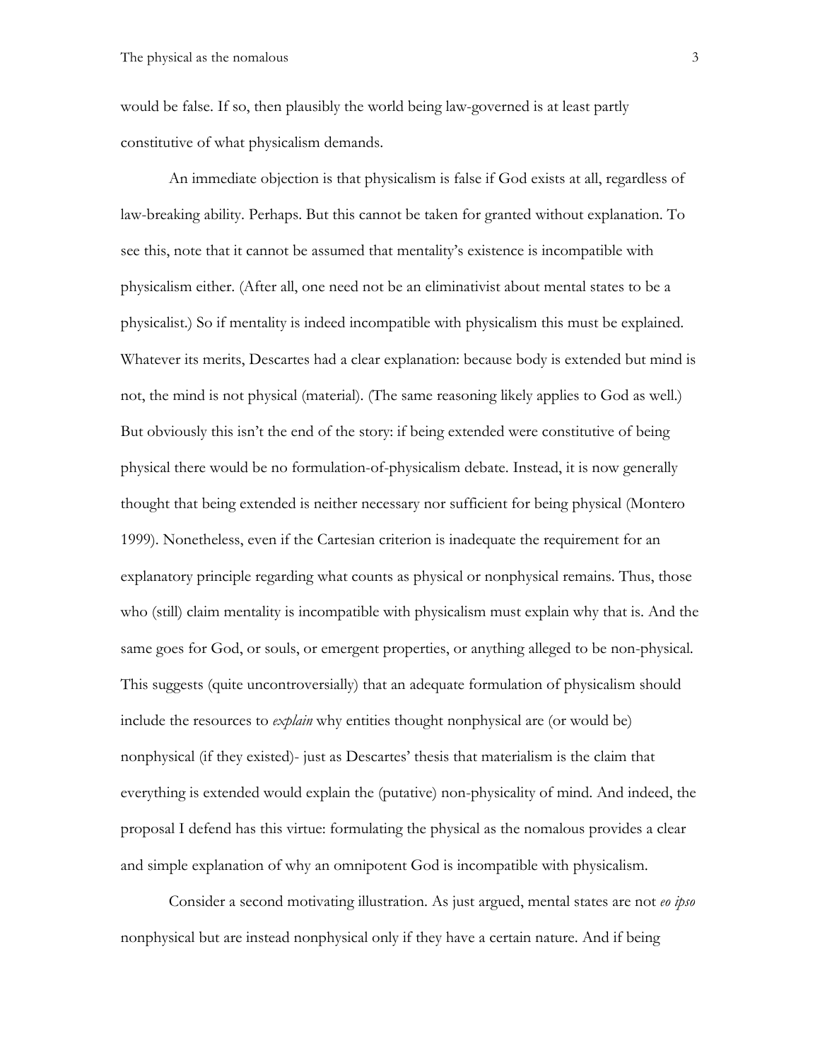would be false. If so, then plausibly the world being law-governed is at least partly constitutive of what physicalism demands.

An immediate objection is that physicalism is false if God exists at all, regardless of law-breaking ability. Perhaps. But this cannot be taken for granted without explanation. To see this, note that it cannot be assumed that mentality's existence is incompatible with physicalism either. (After all, one need not be an eliminativist about mental states to be a physicalist.) So if mentality is indeed incompatible with physicalism this must be explained. Whatever its merits, Descartes had a clear explanation: because body is extended but mind is not, the mind is not physical (material). (The same reasoning likely applies to God as well.) But obviously this isn't the end of the story: if being extended were constitutive of being physical there would be no formulation-of-physicalism debate. Instead, it is now generally thought that being extended is neither necessary nor sufficient for being physical (Montero 1999). Nonetheless, even if the Cartesian criterion is inadequate the requirement for an explanatory principle regarding what counts as physical or nonphysical remains. Thus, those who (still) claim mentality is incompatible with physicalism must explain why that is. And the same goes for God, or souls, or emergent properties, or anything alleged to be non-physical. This suggests (quite uncontroversially) that an adequate formulation of physicalism should include the resources to *explain* why entities thought nonphysical are (or would be) nonphysical (if they existed)- just as Descartes' thesis that materialism is the claim that everything is extended would explain the (putative) non-physicality of mind. And indeed, the proposal I defend has this virtue: formulating the physical as the nomalous provides a clear and simple explanation of why an omnipotent God is incompatible with physicalism.

Consider a second motivating illustration. As just argued, mental states are not *eo ipso* nonphysical but are instead nonphysical only if they have a certain nature. And if being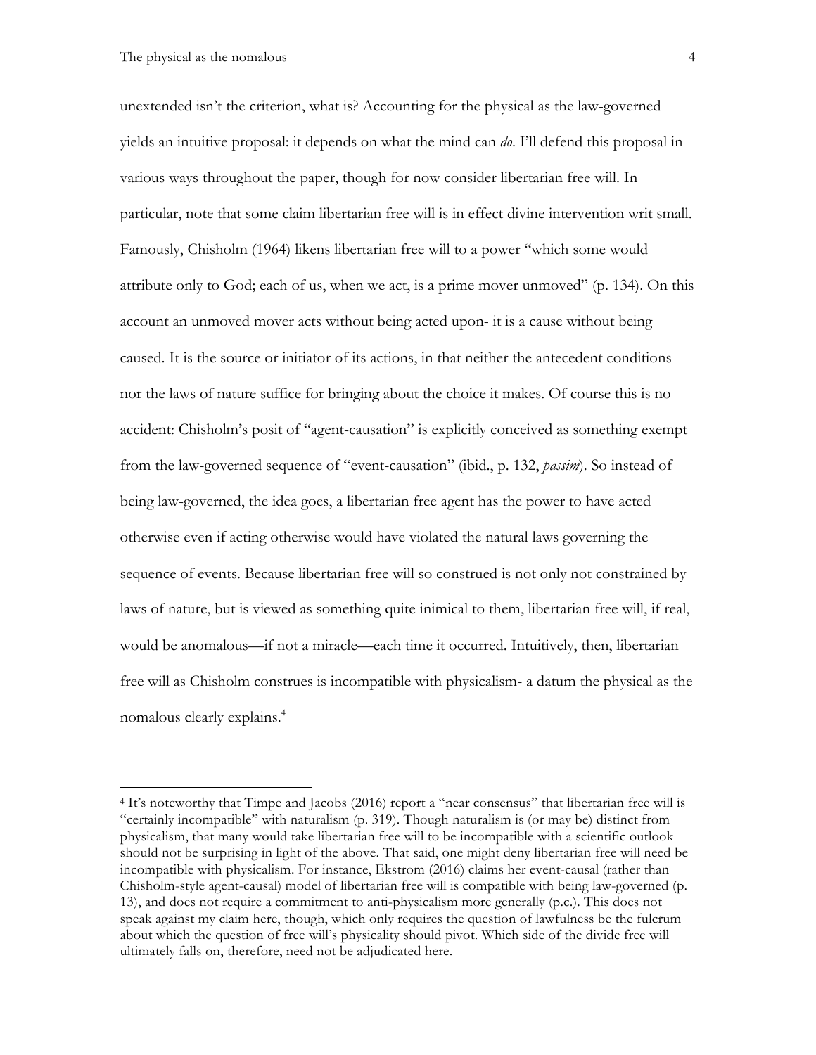unextended isn't the criterion, what is? Accounting for the physical as the law-governed yields an intuitive proposal: it depends on what the mind can *do*. I'll defend this proposal in various ways throughout the paper, though for now consider libertarian free will. In particular, note that some claim libertarian free will is in effect divine intervention writ small. Famously, Chisholm (1964) likens libertarian free will to a power "which some would attribute only to God; each of us, when we act, is a prime mover unmoved" (p. 134). On this account an unmoved mover acts without being acted upon- it is a cause without being caused. It is the source or initiator of its actions, in that neither the antecedent conditions nor the laws of nature suffice for bringing about the choice it makes. Of course this is no accident: Chisholm's posit of "agent-causation" is explicitly conceived as something exempt from the law-governed sequence of "event-causation" (ibid., p. 132, *passim*). So instead of being law-governed, the idea goes, a libertarian free agent has the power to have acted otherwise even if acting otherwise would have violated the natural laws governing the sequence of events. Because libertarian free will so construed is not only not constrained by laws of nature, but is viewed as something quite inimical to them, libertarian free will, if real, would be anomalous—if not a miracle—each time it occurred. Intuitively, then, libertarian free will as Chisholm construes is incompatible with physicalism- a datum the physical as the nomalous clearly explains.[4]

[4] It's noteworthy that Timpe and Jacobs (2016) report a "near consensus" that libertarian free will is "certainly incompatible" with naturalism (p. 319). Though naturalism is (or may be) distinct from physicalism, that many would take libertarian free will to be incompatible with a scientific outlook should not be surprising in light of the above. That said, one might deny libertarian free will need be incompatible with physicalism. For instance, Ekstrom (2016) claims her event-causal (rather than Chisholm-style agent-causal) model of libertarian free will is compatible with being law-governed (p. 13), and does not require a commitment to anti-physicalism more generally (p.c.). This does not speak against my claim here, though, which only requires the question of lawfulness be the fulcrum about which the question of free will's physicality should pivot. Which side of the divide free will ultimately falls on, therefore, need not be adjudicated here.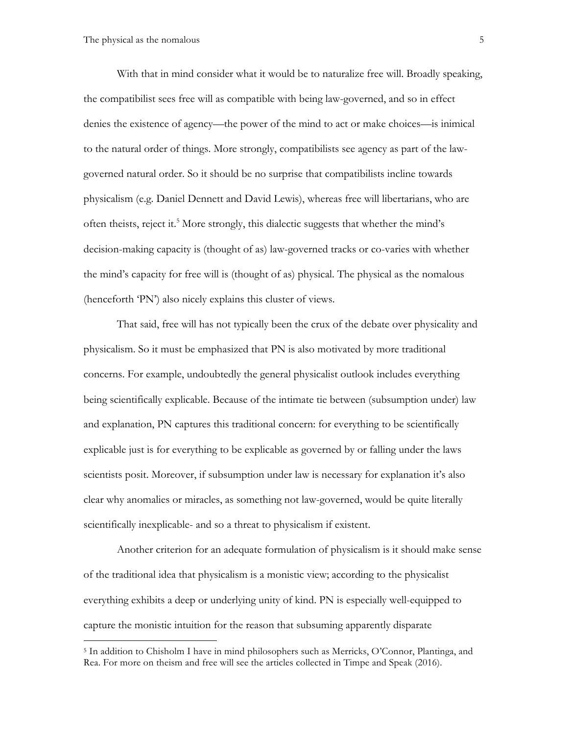With that in mind consider what it would be to naturalize free will. Broadly speaking, the compatibilist sees free will as compatible with being law-governed, and so in effect denies the existence of agency—the power of the mind to act or make choices—is inimical to the natural order of things. More strongly, compatibilists see agency as part of the law-governed natural order. So it should be no surprise that compatibilists incline towards physicalism (e.g. Daniel Dennett and David Lewis), whereas free will libertarians, who are often theists, reject it.[5] More strongly, this dialectic suggests that whether the mind's decision-making capacity is (thought of as) law-governed tracks or co-varies with whether the mind's capacity for free will is (thought of as) physical. The physical as the nomalous (henceforth 'PN') also nicely explains this cluster of views.

That said, free will has not typically been the crux of the debate over physicality and physicalism. So it must be emphasized that PN is also motivated by more traditional concerns. For example, undoubtedly the general physicalist outlook includes everything being scientifically explicable. Because of the intimate tie between (subsumption under) law and explanation, PN captures this traditional concern: for everything to be scientifically explicable just is for everything to be explicable as governed by or falling under the laws scientists posit. Moreover, if subsumption under law is necessary for explanation it's also clear why anomalies or miracles, as something not law-governed, would be quite literally scientifically inexplicable- and so a threat to physicalism if existent.

Another criterion for an adequate formulation of physicalism is it should make sense of the traditional idea that physicalism is a monistic view; according to the physicalist everything exhibits a deep or underlying unity of kind. PN is especially well-equipped to capture the monistic intuition for the reason that subsuming apparently disparate

[5] In addition to Chisholm I have in mind philosophers such as Merricks, O'Connor, Plantinga, and Rea. For more on theism and free will see the articles collected in Timpe and Speak (2016).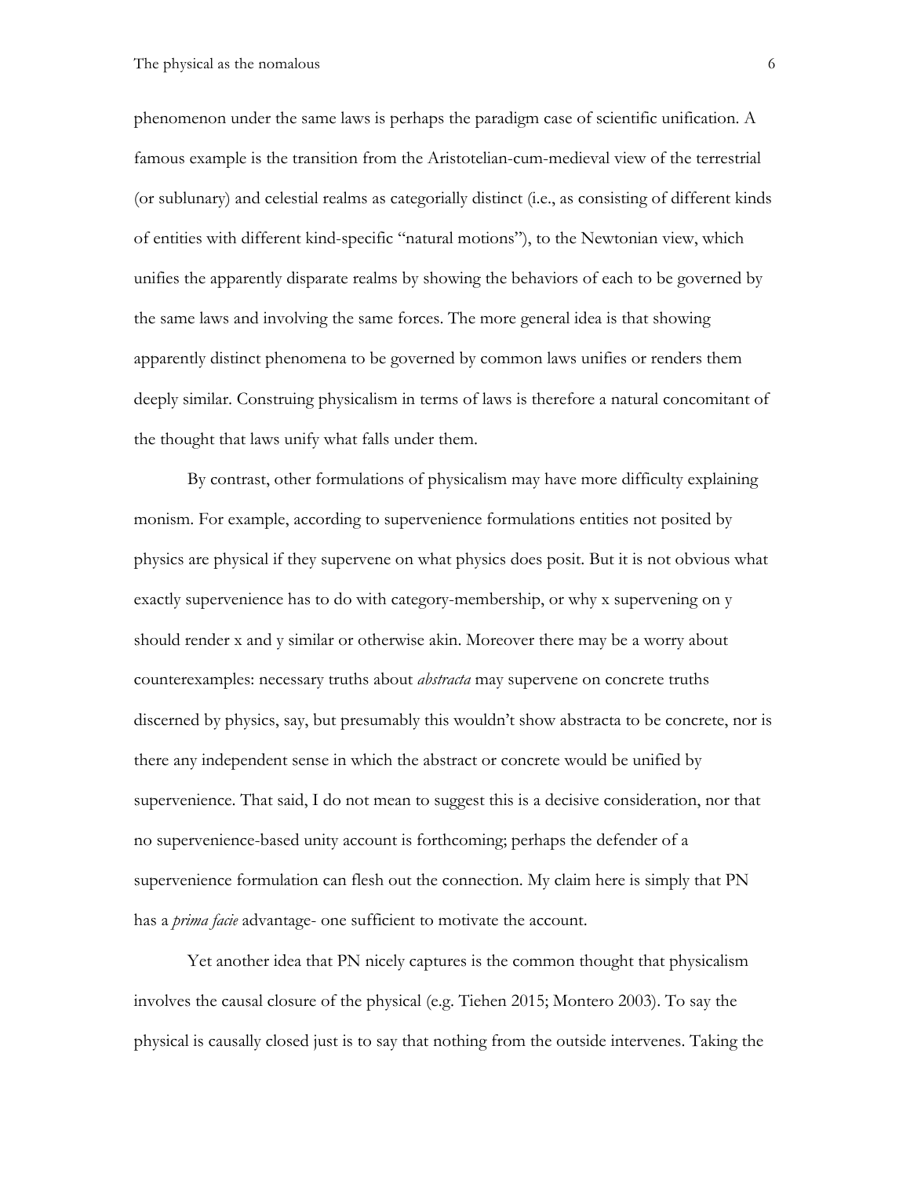phenomenon under the same laws is perhaps the paradigm case of scientific unification. A famous example is the transition from the Aristotelian-cum-medieval view of the terrestrial (or sublunary) and celestial realms as categorially distinct (i.e., as consisting of different kinds of entities with different kind-specific "natural motions"), to the Newtonian view, which unifies the apparently disparate realms by showing the behaviors of each to be governed by the same laws and involving the same forces. The more general idea is that showing apparently distinct phenomena to be governed by common laws unifies or renders them deeply similar. Construing physicalism in terms of laws is therefore a natural concomitant of the thought that laws unify what falls under them.

By contrast, other formulations of physicalism may have more difficulty explaining monism. For example, according to supervenience formulations entities not posited by physics are physical if they supervene on what physics does posit. But it is not obvious what exactly supervenience has to do with category-membership, or why x supervening on y should render x and y similar or otherwise akin. Moreover there may be a worry about counterexamples: necessary truths about *abstracta* may supervene on concrete truths discerned by physics, say, but presumably this wouldn't show abstracta to be concrete, nor is there any independent sense in which the abstract or concrete would be unified by supervenience. That said, I do not mean to suggest this is a decisive consideration, nor that no supervenience-based unity account is forthcoming; perhaps the defender of a supervenience formulation can flesh out the connection. My claim here is simply that PN has a *prima facie* advantage- one sufficient to motivate the account.

Yet another idea that PN nicely captures is the common thought that physicalism involves the causal closure of the physical (e.g. Tiehen 2015; Montero 2003). To say the physical is causally closed just is to say that nothing from the outside intervenes. Taking the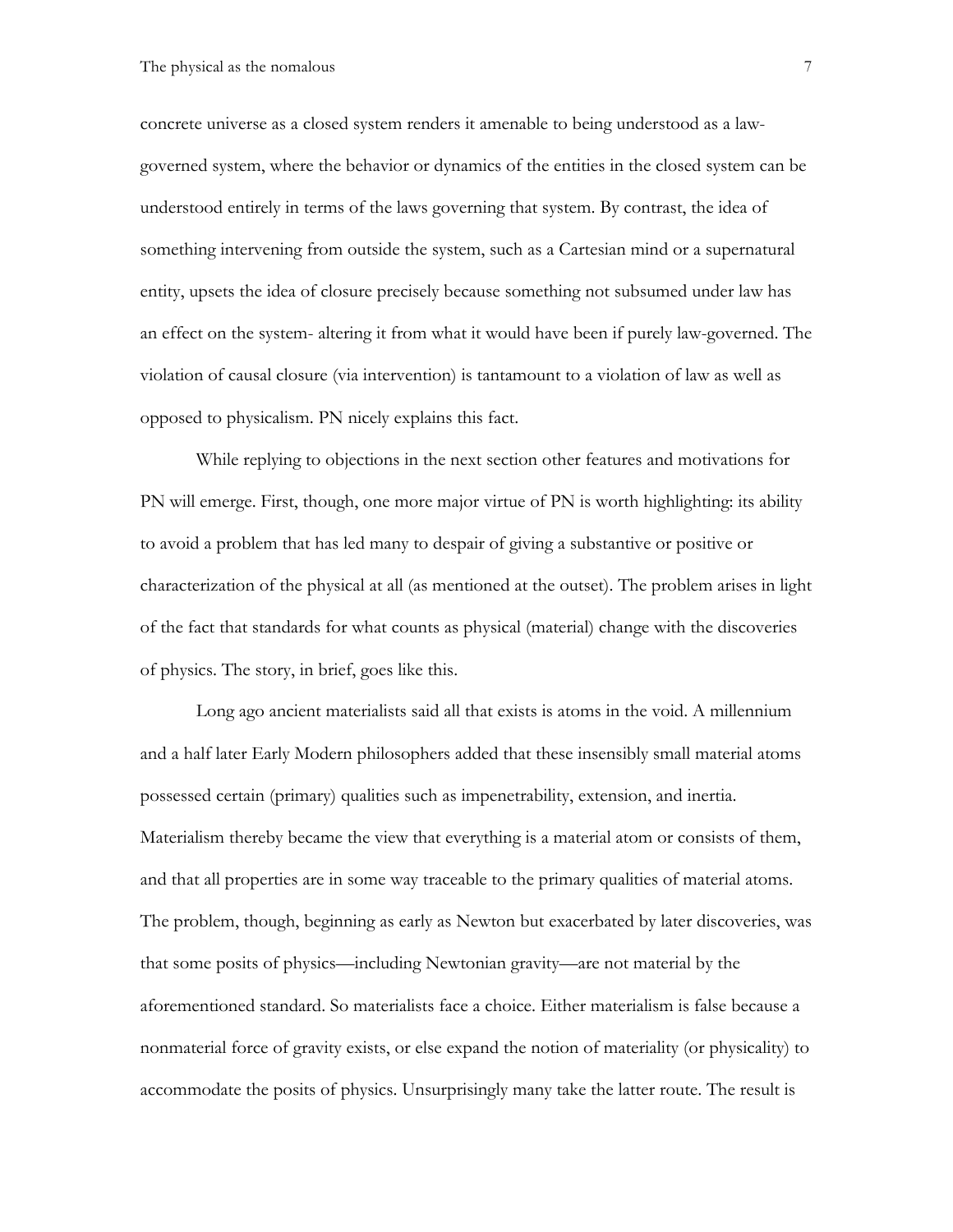concrete universe as a closed system renders it amenable to being understood as a law-governed system, where the behavior or dynamics of the entities in the closed system can be understood entirely in terms of the laws governing that system. By contrast, the idea of something intervening from outside the system, such as a Cartesian mind or a supernatural entity, upsets the idea of closure precisely because something not subsumed under law has an effect on the system- altering it from what it would have been if purely law-governed. The violation of causal closure (via intervention) is tantamount to a violation of law as well as opposed to physicalism. PN nicely explains this fact.

While replying to objections in the next section other features and motivations for PN will emerge. First, though, one more major virtue of PN is worth highlighting: its ability to avoid a problem that has led many to despair of giving a substantive or positive or characterization of the physical at all (as mentioned at the outset). The problem arises in light of the fact that standards for what counts as physical (material) change with the discoveries of physics. The story, in brief, goes like this.

Long ago ancient materialists said all that exists is atoms in the void. A millennium and a half later Early Modern philosophers added that these insensibly small material atoms possessed certain (primary) qualities such as impenetrability, extension, and inertia. Materialism thereby became the view that everything is a material atom or consists of them, and that all properties are in some way traceable to the primary qualities of material atoms. The problem, though, beginning as early as Newton but exacerbated by later discoveries, was that some posits of physics—including Newtonian gravity—are not material by the aforementioned standard. So materialists face a choice. Either materialism is false because a nonmaterial force of gravity exists, or else expand the notion of materiality (or physicality) to accommodate the posits of physics. Unsurprisingly many take the latter route. The result is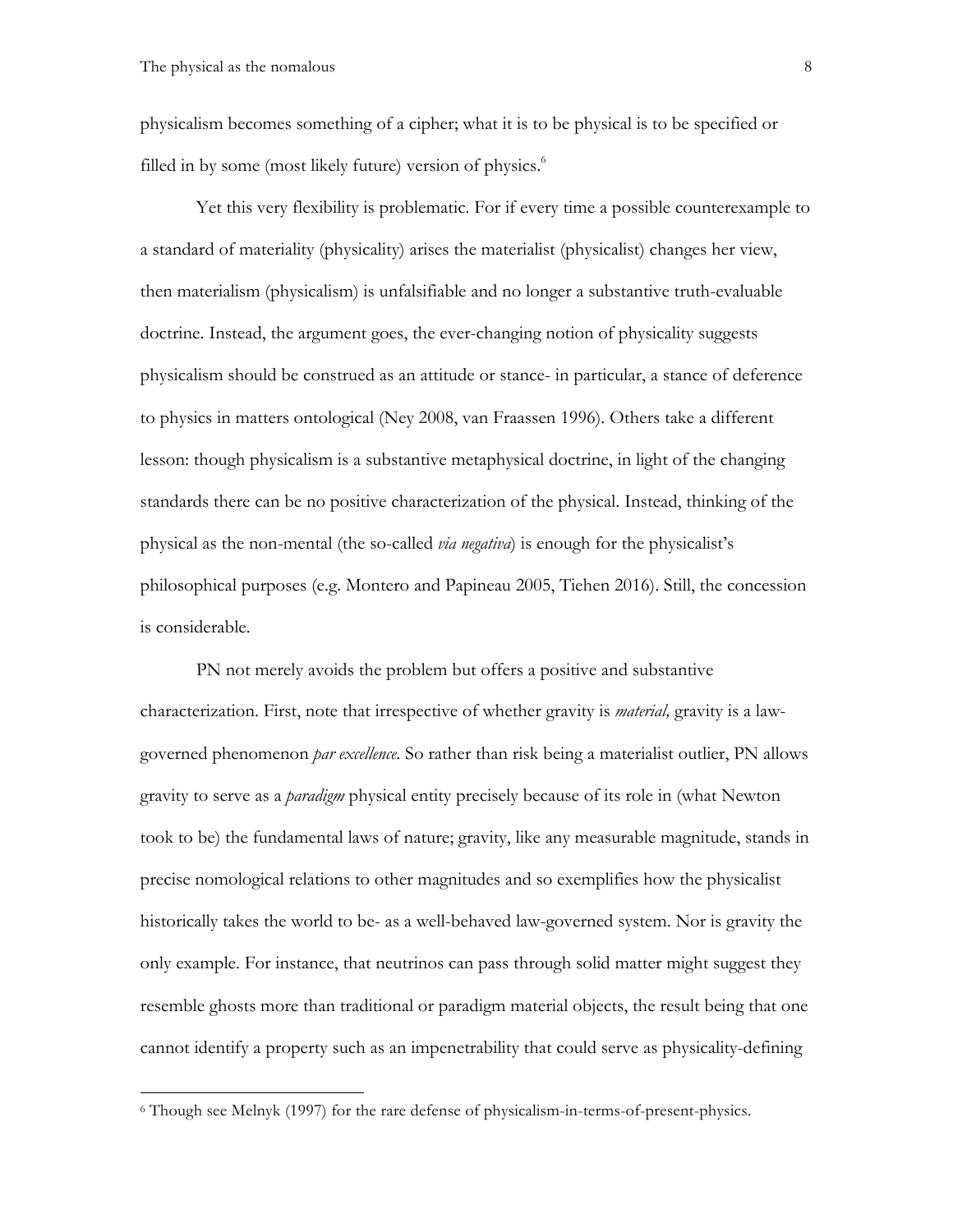physicalism becomes something of a cipher; what it is to be physical is to be specified or filled in by some (most likely future) version of physics.[6]

Yet this very flexibility is problematic. For if every time a possible counterexample to a standard of materiality (physicality) arises the materialist (physicalist) changes her view, then materialism (physicalism) is unfalsifiable and no longer a substantive truth-evaluable doctrine. Instead, the argument goes, the ever-changing notion of physicality suggests physicalism should be construed as an attitude or stance- in particular, a stance of deference to physics in matters ontological (Ney 2008, van Fraassen 1996). Others take a different lesson: though physicalism is a substantive metaphysical doctrine, in light of the changing standards there can be no positive characterization of the physical. Instead, thinking of the physical as the non-mental (the so-called *via negativa*) is enough for the physicalist's philosophical purposes (e.g. Montero and Papineau 2005, Tiehen 2016). Still, the concession is considerable.

PN not merely avoids the problem but offers a positive and substantive characterization. First, note that irrespective of whether gravity is *material,* gravity is a law-governed phenomenon *par excellence*. So rather than risk being a materialist outlier, PN allows gravity to serve as a *paradigm* physical entity precisely because of its role in (what Newton took to be) the fundamental laws of nature; gravity, like any measurable magnitude, stands in precise nomological relations to other magnitudes and so exemplifies how the physicalist historically takes the world to be- as a well-behaved law-governed system. Nor is gravity the only example. For instance, that neutrinos can pass through solid matter might suggest they resemble ghosts more than traditional or paradigm material objects, the result being that one cannot identify a property such as an impenetrability that could serve as physicality-defining

[6] Though see Melnyk (1997) for the rare defense of physicalism-in-terms-of-present-physics.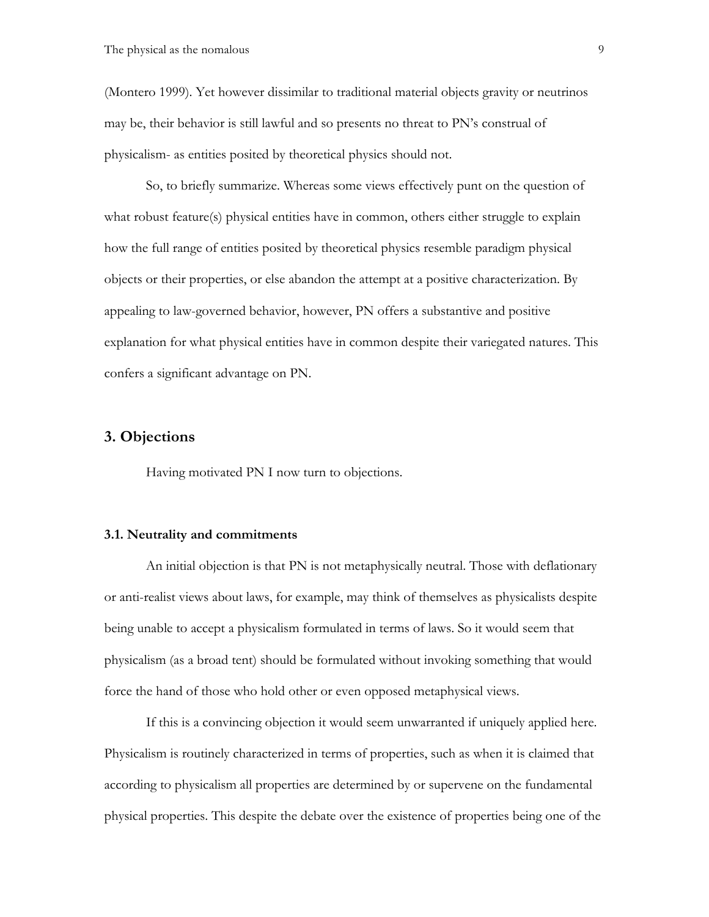(Montero 1999). Yet however dissimilar to traditional material objects gravity or neutrinos may be, their behavior is still lawful and so presents no threat to PN's construal of physicalism- as entities posited by theoretical physics should not.

So, to briefly summarize. Whereas some views effectively punt on the question of what robust feature(s) physical entities have in common, others either struggle to explain how the full range of entities posited by theoretical physics resemble paradigm physical objects or their properties, or else abandon the attempt at a positive characterization. By appealing to law-governed behavior, however, PN offers a substantive and positive explanation for what physical entities have in common despite their variegated natures. This confers a significant advantage on PN.

## 3. Objections

Having motivated PN I now turn to objections.

### 3.1. Neutrality and commitments

An initial objection is that PN is not metaphysically neutral. Those with deflationary or anti-realist views about laws, for example, may think of themselves as physicalists despite being unable to accept a physicalism formulated in terms of laws. So it would seem that physicalism (as a broad tent) should be formulated without invoking something that would force the hand of those who hold other or even opposed metaphysical views.

If this is a convincing objection it would seem unwarranted if uniquely applied here. Physicalism is routinely characterized in terms of properties, such as when it is claimed that according to physicalism all properties are determined by or supervene on the fundamental physical properties. This despite the debate over the existence of properties being one of the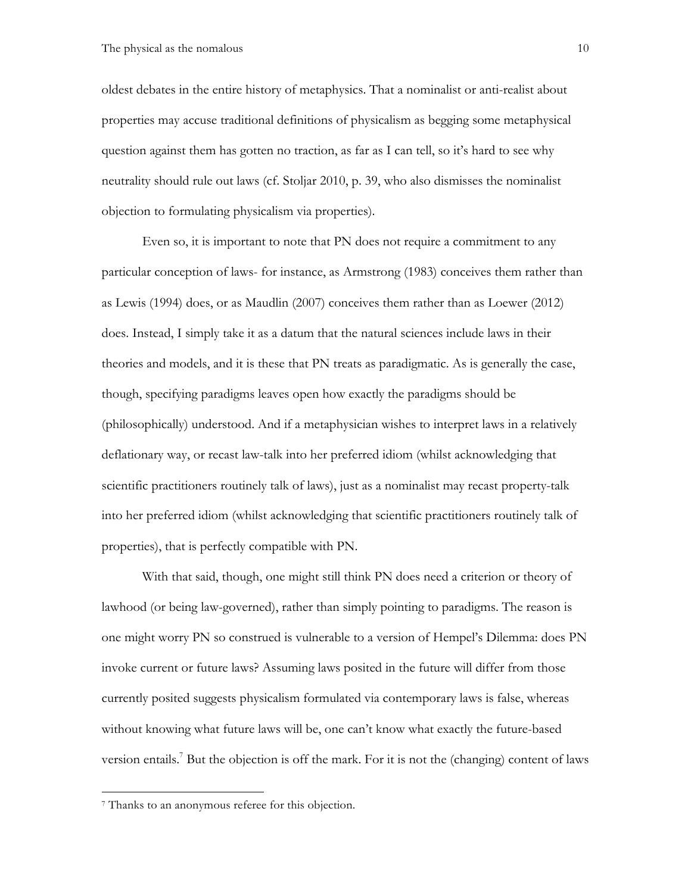oldest debates in the entire history of metaphysics. That a nominalist or anti-realist about properties may accuse traditional definitions of physicalism as begging some metaphysical question against them has gotten no traction, as far as I can tell, so it's hard to see why neutrality should rule out laws (cf. Stoljar 2010, p. 39, who also dismisses the nominalist objection to formulating physicalism via properties).

Even so, it is important to note that PN does not require a commitment to any particular conception of laws- for instance, as Armstrong (1983) conceives them rather than as Lewis (1994) does, or as Maudlin (2007) conceives them rather than as Loewer (2012) does. Instead, I simply take it as a datum that the natural sciences include laws in their theories and models, and it is these that PN treats as paradigmatic. As is generally the case, though, specifying paradigms leaves open how exactly the paradigms should be (philosophically) understood. And if a metaphysician wishes to interpret laws in a relatively deflationary way, or recast law-talk into her preferred idiom (whilst acknowledging that scientific practitioners routinely talk of laws), just as a nominalist may recast property-talk into her preferred idiom (whilst acknowledging that scientific practitioners routinely talk of properties), that is perfectly compatible with PN.

With that said, though, one might still think PN does need a criterion or theory of lawhood (or being law-governed), rather than simply pointing to paradigms. The reason is one might worry PN so construed is vulnerable to a version of Hempel's Dilemma: does PN invoke current or future laws? Assuming laws posited in the future will differ from those currently posited suggests physicalism formulated via contemporary laws is false, whereas without knowing what future laws will be, one can't know what exactly the future-based version entails.[7] But the objection is off the mark. For it is not the (changing) content of laws

[7] Thanks to an anonymous referee for this objection.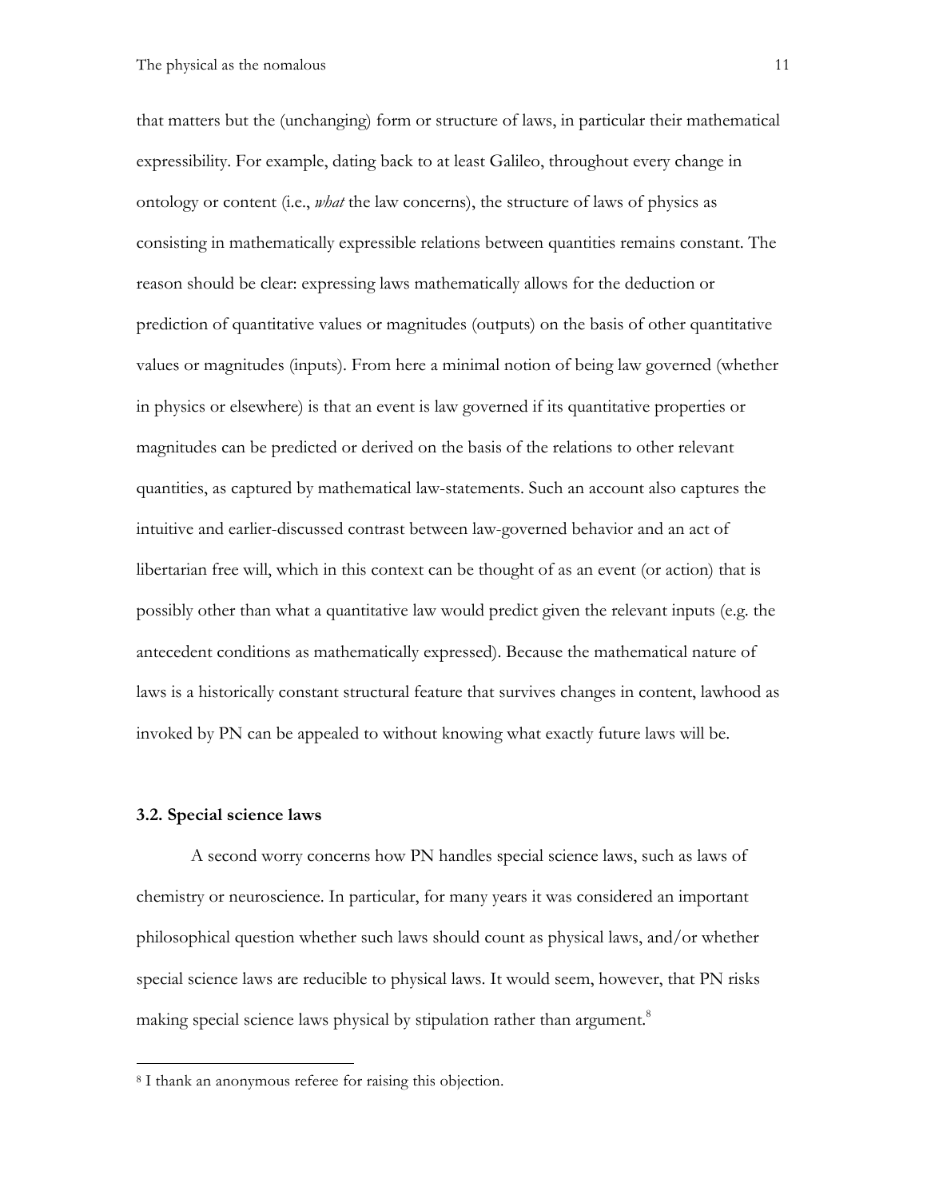that matters but the (unchanging) form or structure of laws, in particular their mathematical expressibility. For example, dating back to at least Galileo, throughout every change in ontology or content (i.e., *what* the law concerns), the structure of laws of physics as consisting in mathematically expressible relations between quantities remains constant. The reason should be clear: expressing laws mathematically allows for the deduction or prediction of quantitative values or magnitudes (outputs) on the basis of other quantitative values or magnitudes (inputs). From here a minimal notion of being law governed (whether in physics or elsewhere) is that an event is law governed if its quantitative properties or magnitudes can be predicted or derived on the basis of the relations to other relevant quantities, as captured by mathematical law-statements. Such an account also captures the intuitive and earlier-discussed contrast between law-governed behavior and an act of libertarian free will, which in this context can be thought of as an event (or action) that is possibly other than what a quantitative law would predict given the relevant inputs (e.g. the antecedent conditions as mathematically expressed). Because the mathematical nature of laws is a historically constant structural feature that survives changes in content, lawhood as invoked by PN can be appealed to without knowing what exactly future laws will be.

### 3.2. Special science laws

A second worry concerns how PN handles special science laws, such as laws of chemistry or neuroscience. In particular, for many years it was considered an important philosophical question whether such laws should count as physical laws, and/or whether special science laws are reducible to physical laws. It would seem, however, that PN risks making special science laws physical by stipulation rather than argument.[8]

[8] I thank an anonymous referee for raising this objection.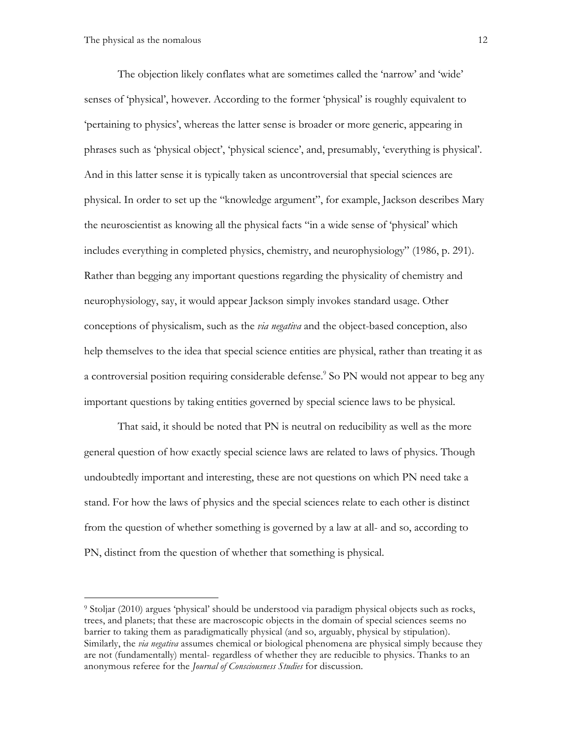The objection likely conflates what are sometimes called the 'narrow' and 'wide' senses of 'physical', however. According to the former 'physical' is roughly equivalent to 'pertaining to physics', whereas the latter sense is broader or more generic, appearing in phrases such as 'physical object', 'physical science', and, presumably, 'everything is physical'. And in this latter sense it is typically taken as uncontroversial that special sciences are physical. In order to set up the "knowledge argument", for example, Jackson describes Mary the neuroscientist as knowing all the physical facts "in a wide sense of 'physical' which includes everything in completed physics, chemistry, and neurophysiology" (1986, p. 291). Rather than begging any important questions regarding the physicality of chemistry and neurophysiology, say, it would appear Jackson simply invokes standard usage. Other conceptions of physicalism, such as the *via negativa* and the object-based conception, also help themselves to the idea that special science entities are physical, rather than treating it as a controversial position requiring considerable defense.[9] So PN would not appear to beg any important questions by taking entities governed by special science laws to be physical.

That said, it should be noted that PN is neutral on reducibility as well as the more general question of how exactly special science laws are related to laws of physics. Though undoubtedly important and interesting, these are not questions on which PN need take a stand. For how the laws of physics and the special sciences relate to each other is distinct from the question of whether something is governed by a law at all- and so, according to PN, distinct from the question of whether that something is physical.

---

[9] Stoljar (2010) argues 'physical' should be understood via paradigm physical objects such as rocks, trees, and planets; that these are macroscopic objects in the domain of special sciences seems no barrier to taking them as paradigmatically physical (and so, arguably, physical by stipulation). Similarly, the *via negativa* assumes chemical or biological phenomena are physical simply because they are not (fundamentally) mental- regardless of whether they are reducible to physics. Thanks to an anonymous referee for the *Journal of Consciousness Studies* for discussion.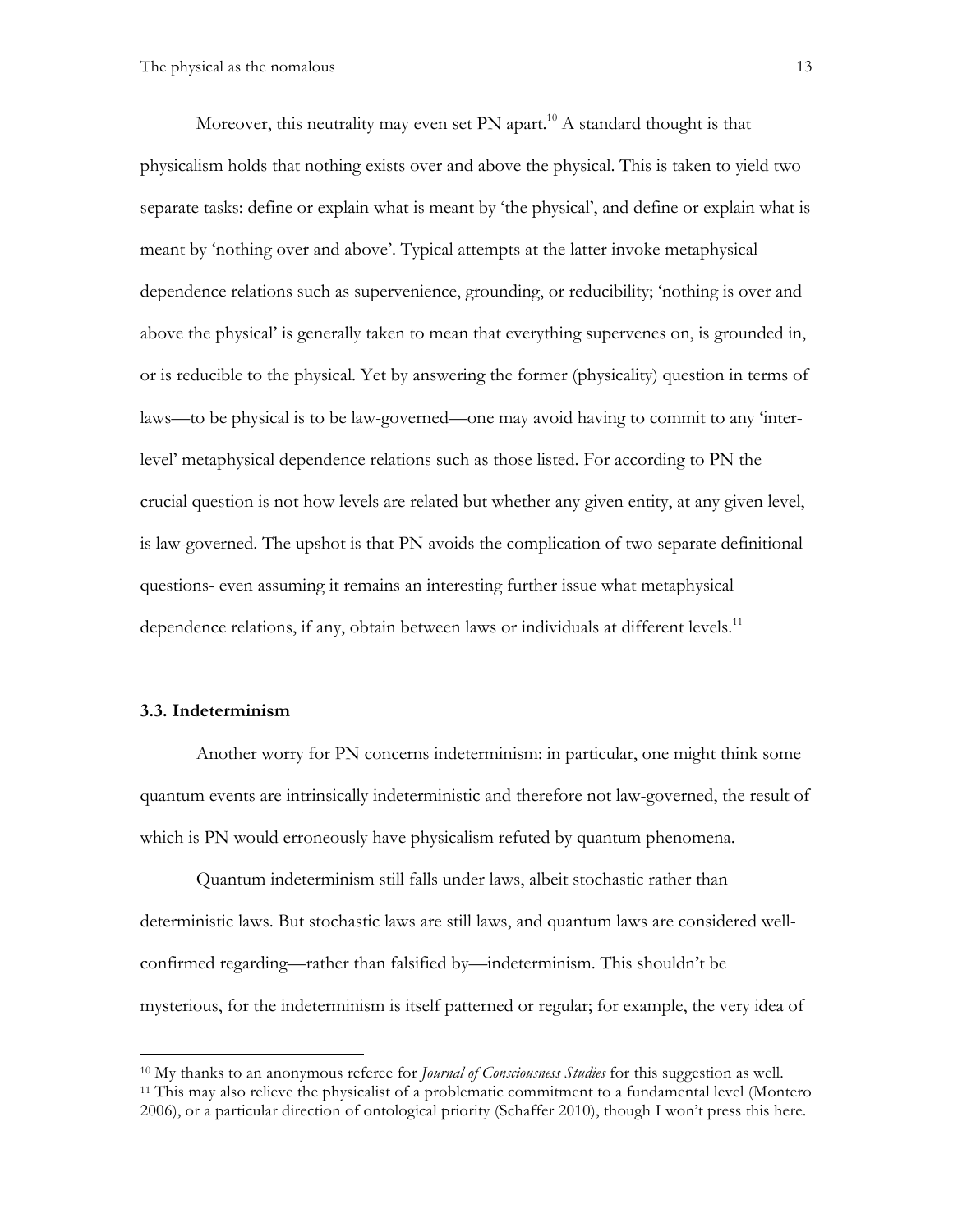Moreover, this neutrality may even set PN apart.[10] A standard thought is that physicalism holds that nothing exists over and above the physical. This is taken to yield two separate tasks: define or explain what is meant by 'the physical', and define or explain what is meant by 'nothing over and above'. Typical attempts at the latter invoke metaphysical dependence relations such as supervenience, grounding, or reducibility; 'nothing is over and above the physical' is generally taken to mean that everything supervenes on, is grounded in, or is reducible to the physical. Yet by answering the former (physicality) question in terms of laws—to be physical is to be law-governed—one may avoid having to commit to any 'inter-level' metaphysical dependence relations such as those listed. For according to PN the crucial question is not how levels are related but whether any given entity, at any given level, is law-governed. The upshot is that PN avoids the complication of two separate definitional questions- even assuming it remains an interesting further issue what metaphysical dependence relations, if any, obtain between laws or individuals at different levels.[11]

### 3.3. Indeterminism

Another worry for PN concerns indeterminism: in particular, one might think some quantum events are intrinsically indeterministic and therefore not law-governed, the result of which is PN would erroneously have physicalism refuted by quantum phenomena.

Quantum indeterminism still falls under laws, albeit stochastic rather than deterministic laws. But stochastic laws are still laws, and quantum laws are considered well-confirmed regarding—rather than falsified by—indeterminism. This shouldn't be mysterious, for the indeterminism is itself patterned or regular; for example, the very idea of

---

[10] My thanks to an anonymous referee for *Journal of Consciousness Studies* for this suggestion as well.

[11] This may also relieve the physicalist of a problematic commitment to a fundamental level (Montero 2006), or a particular direction of ontological priority (Schaffer 2010), though I won't press this here.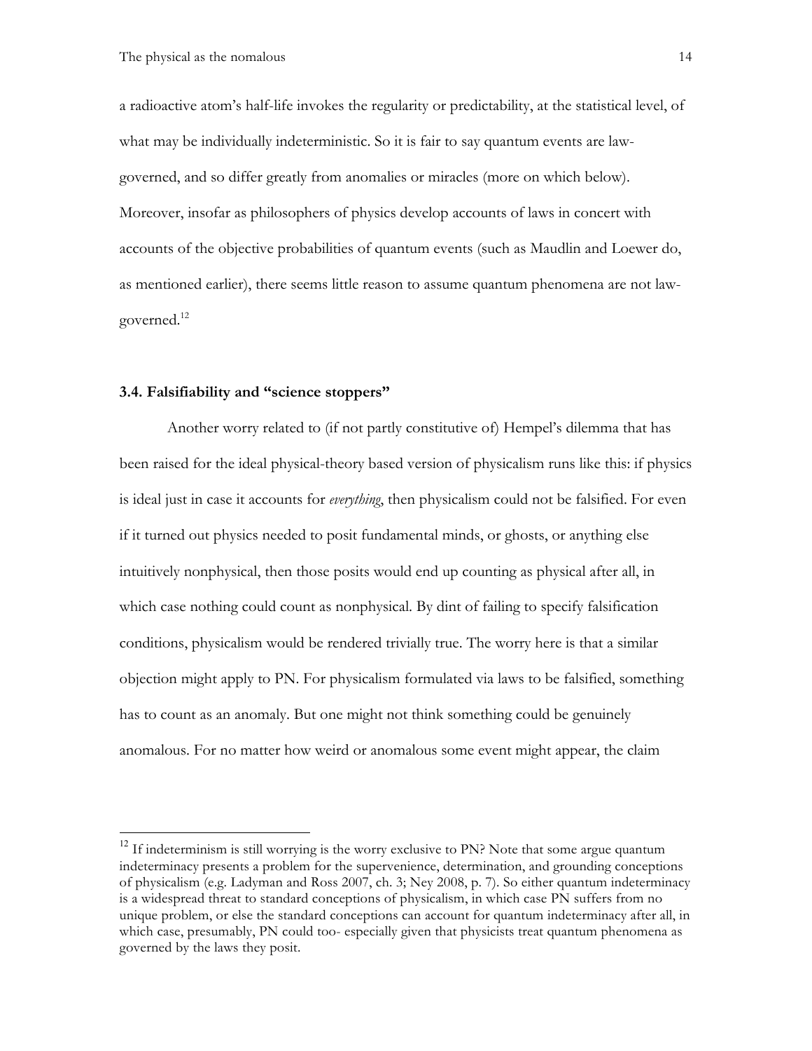a radioactive atom's half-life invokes the regularity or predictability, at the statistical level, of what may be individually indeterministic. So it is fair to say quantum events are law-governed, and so differ greatly from anomalies or miracles (more on which below). Moreover, insofar as philosophers of physics develop accounts of laws in concert with accounts of the objective probabilities of quantum events (such as Maudlin and Loewer do, as mentioned earlier), there seems little reason to assume quantum phenomena are not law-governed.[12]

### 3.4. Falsifiability and "science stoppers"

Another worry related to (if not partly constitutive of) Hempel's dilemma that has been raised for the ideal physical-theory based version of physicalism runs like this: if physics is ideal just in case it accounts for *everything*, then physicalism could not be falsified. For even if it turned out physics needed to posit fundamental minds, or ghosts, or anything else intuitively nonphysical, then those posits would end up counting as physical after all, in which case nothing could count as nonphysical. By dint of failing to specify falsification conditions, physicalism would be rendered trivially true. The worry here is that a similar objection might apply to PN. For physicalism formulated via laws to be falsified, something has to count as an anomaly. But one might not think something could be genuinely anomalous. For no matter how weird or anomalous some event might appear, the claim

---

[12] If indeterminism is still worrying is the worry exclusive to PN? Note that some argue quantum indeterminacy presents a problem for the supervenience, determination, and grounding conceptions of physicalism (e.g. Ladyman and Ross 2007, ch. 3; Ney 2008, p. 7). So either quantum indeterminacy is a widespread threat to standard conceptions of physicalism, in which case PN suffers from no unique problem, or else the standard conceptions can account for quantum indeterminacy after all, in which case, presumably, PN could too- especially given that physicists treat quantum phenomena as governed by the laws they posit.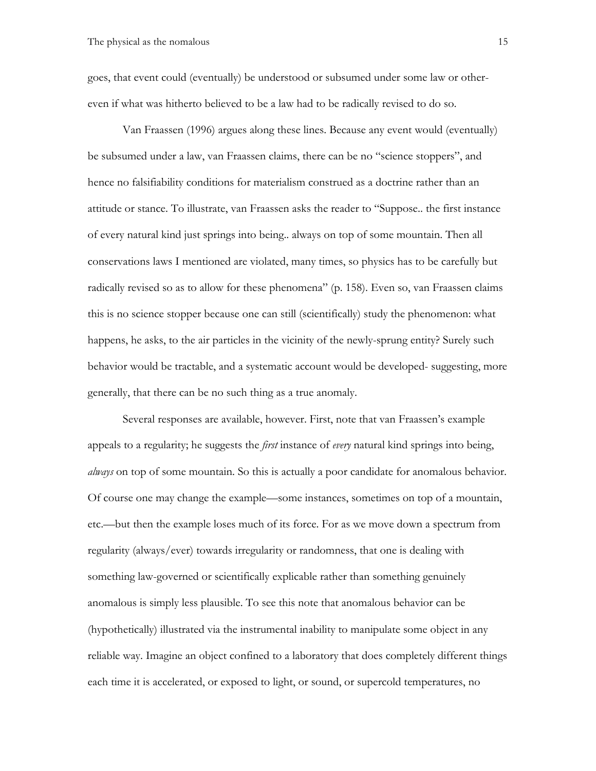goes, that event could (eventually) be understood or subsumed under some law or other- even if what was hitherto believed to be a law had to be radically revised to do so.

Van Fraassen (1996) argues along these lines. Because any event would (eventually) be subsumed under a law, van Fraassen claims, there can be no "science stoppers", and hence no falsifiability conditions for materialism construed as a doctrine rather than an attitude or stance. To illustrate, van Fraassen asks the reader to "Suppose.. the first instance of every natural kind just springs into being.. always on top of some mountain. Then all conservations laws I mentioned are violated, many times, so physics has to be carefully but radically revised so as to allow for these phenomena" (p. 158). Even so, van Fraassen claims this is no science stopper because one can still (scientifically) study the phenomenon: what happens, he asks, to the air particles in the vicinity of the newly-sprung entity? Surely such behavior would be tractable, and a systematic account would be developed- suggesting, more generally, that there can be no such thing as a true anomaly.

Several responses are available, however. First, note that van Fraassen's example appeals to a regularity; he suggests the *first* instance of *every* natural kind springs into being, *always* on top of some mountain. So this is actually a poor candidate for anomalous behavior. Of course one may change the example—some instances, sometimes on top of a mountain, etc.—but then the example loses much of its force. For as we move down a spectrum from regularity (always/ever) towards irregularity or randomness, that one is dealing with something law-governed or scientifically explicable rather than something genuinely anomalous is simply less plausible. To see this note that anomalous behavior can be (hypothetically) illustrated via the instrumental inability to manipulate some object in any reliable way. Imagine an object confined to a laboratory that does completely different things each time it is accelerated, or exposed to light, or sound, or supercold temperatures, no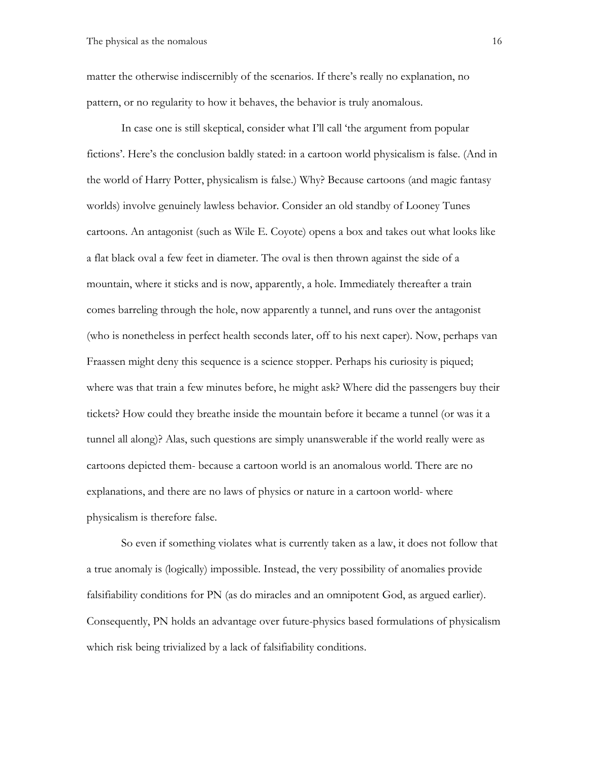matter the otherwise indiscernibly of the scenarios. If there's really no explanation, no pattern, or no regularity to how it behaves, the behavior is truly anomalous.

In case one is still skeptical, consider what I'll call 'the argument from popular fictions'. Here's the conclusion baldly stated: in a cartoon world physicalism is false. (And in the world of Harry Potter, physicalism is false.) Why? Because cartoons (and magic fantasy worlds) involve genuinely lawless behavior. Consider an old standby of Looney Tunes cartoons. An antagonist (such as Wile E. Coyote) opens a box and takes out what looks like a flat black oval a few feet in diameter. The oval is then thrown against the side of a mountain, where it sticks and is now, apparently, a hole. Immediately thereafter a train comes barreling through the hole, now apparently a tunnel, and runs over the antagonist (who is nonetheless in perfect health seconds later, off to his next caper). Now, perhaps van Fraassen might deny this sequence is a science stopper. Perhaps his curiosity is piqued; where was that train a few minutes before, he might ask? Where did the passengers buy their tickets? How could they breathe inside the mountain before it became a tunnel (or was it a tunnel all along)? Alas, such questions are simply unanswerable if the world really were as cartoons depicted them- because a cartoon world is an anomalous world. There are no explanations, and there are no laws of physics or nature in a cartoon world- where physicalism is therefore false.

So even if something violates what is currently taken as a law, it does not follow that a true anomaly is (logically) impossible. Instead, the very possibility of anomalies provide falsifiability conditions for PN (as do miracles and an omnipotent God, as argued earlier). Consequently, PN holds an advantage over future-physics based formulations of physicalism which risk being trivialized by a lack of falsifiability conditions.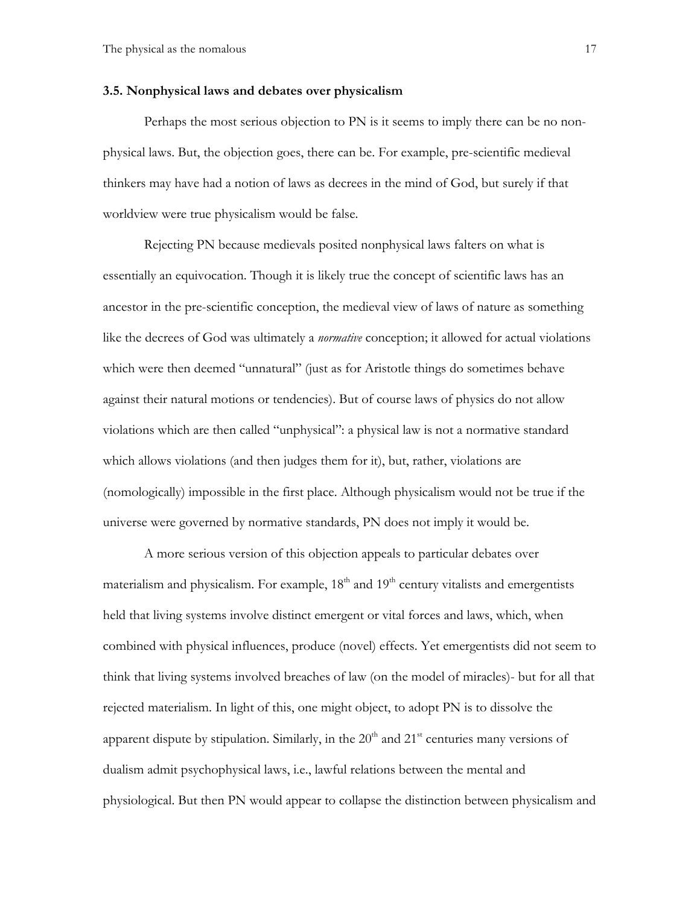### 3.5. Nonphysical laws and debates over physicalism

Perhaps the most serious objection to PN is it seems to imply there can be no non-physical laws. But, the objection goes, there can be. For example, pre-scientific medieval thinkers may have had a notion of laws as decrees in the mind of God, but surely if that worldview were true physicalism would be false.

Rejecting PN because medievals posited nonphysical laws falters on what is essentially an equivocation. Though it is likely true the concept of scientific laws has an ancestor in the pre-scientific conception, the medieval view of laws of nature as something like the decrees of God was ultimately a *normative* conception; it allowed for actual violations which were then deemed "unnatural" (just as for Aristotle things do sometimes behave against their natural motions or tendencies). But of course laws of physics do not allow violations which are then called "unphysical": a physical law is not a normative standard which allows violations (and then judges them for it), but, rather, violations are (nomologically) impossible in the first place. Although physicalism would not be true if the universe were governed by normative standards, PN does not imply it would be.

A more serious version of this objection appeals to particular debates over materialism and physicalism. For example, 18th and 19th century vitalists and emergentists held that living systems involve distinct emergent or vital forces and laws, which, when combined with physical influences, produce (novel) effects. Yet emergentists did not seem to think that living systems involved breaches of law (on the model of miracles)- but for all that rejected materialism. In light of this, one might object, to adopt PN is to dissolve the apparent dispute by stipulation. Similarly, in the 20th and 21st centuries many versions of dualism admit psychophysical laws, i.e., lawful relations between the mental and physiological. But then PN would appear to collapse the distinction between physicalism and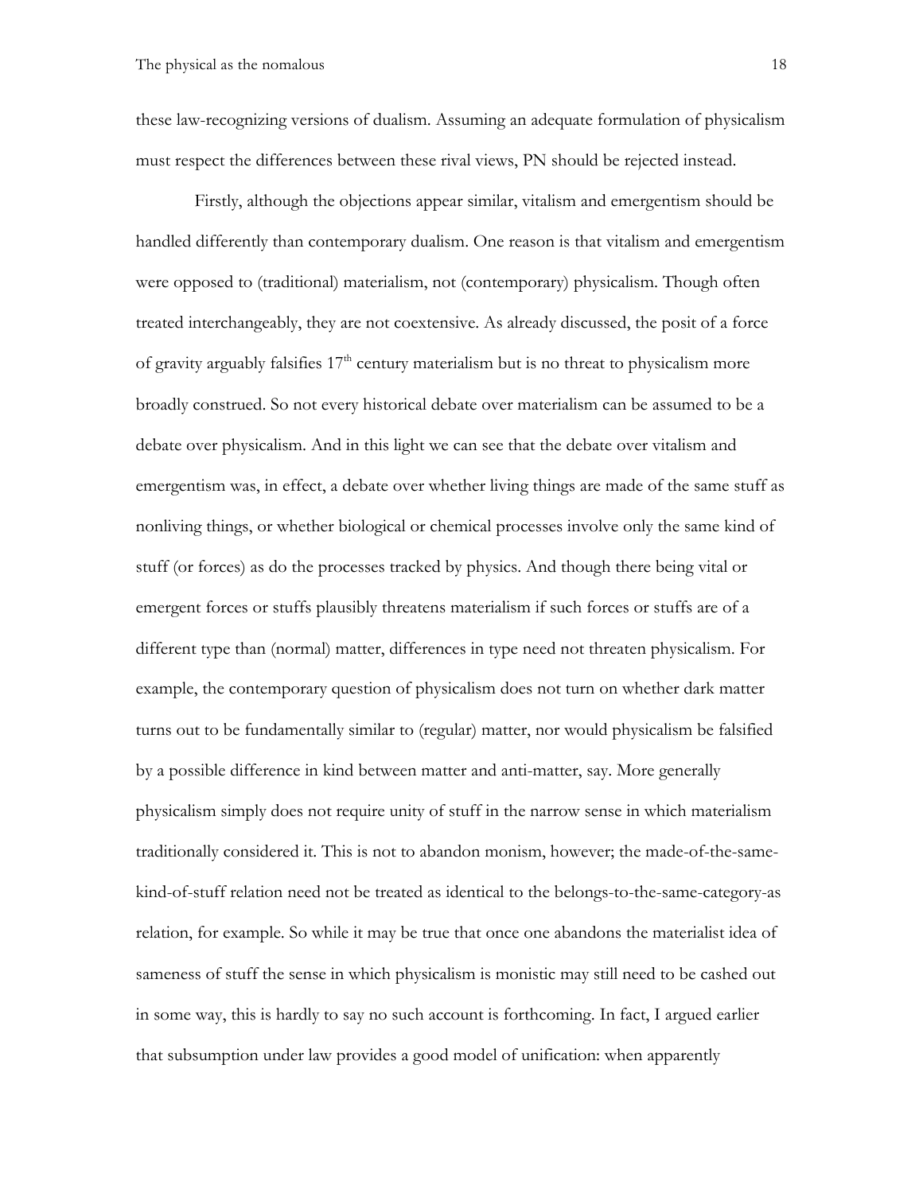these law-recognizing versions of dualism. Assuming an adequate formulation of physicalism must respect the differences between these rival views, PN should be rejected instead.

Firstly, although the objections appear similar, vitalism and emergentism should be handled differently than contemporary dualism. One reason is that vitalism and emergentism were opposed to (traditional) materialism, not (contemporary) physicalism. Though often treated interchangeably, they are not coextensive. As already discussed, the posit of a force of gravity arguably falsifies 17th century materialism but is no threat to physicalism more broadly construed. So not every historical debate over materialism can be assumed to be a debate over physicalism. And in this light we can see that the debate over vitalism and emergentism was, in effect, a debate over whether living things are made of the same stuff as nonliving things, or whether biological or chemical processes involve only the same kind of stuff (or forces) as do the processes tracked by physics. And though there being vital or emergent forces or stuffs plausibly threatens materialism if such forces or stuffs are of a different type than (normal) matter, differences in type need not threaten physicalism. For example, the contemporary question of physicalism does not turn on whether dark matter turns out to be fundamentally similar to (regular) matter, nor would physicalism be falsified by a possible difference in kind between matter and anti-matter, say. More generally physicalism simply does not require unity of stuff in the narrow sense in which materialism traditionally considered it. This is not to abandon monism, however; the made-of-the-same-kind-of-stuff relation need not be treated as identical to the belongs-to-the-same-category-as relation, for example. So while it may be true that once one abandons the materialist idea of sameness of stuff the sense in which physicalism is monistic may still need to be cashed out in some way, this is hardly to say no such account is forthcoming. In fact, I argued earlier that subsumption under law provides a good model of unification: when apparently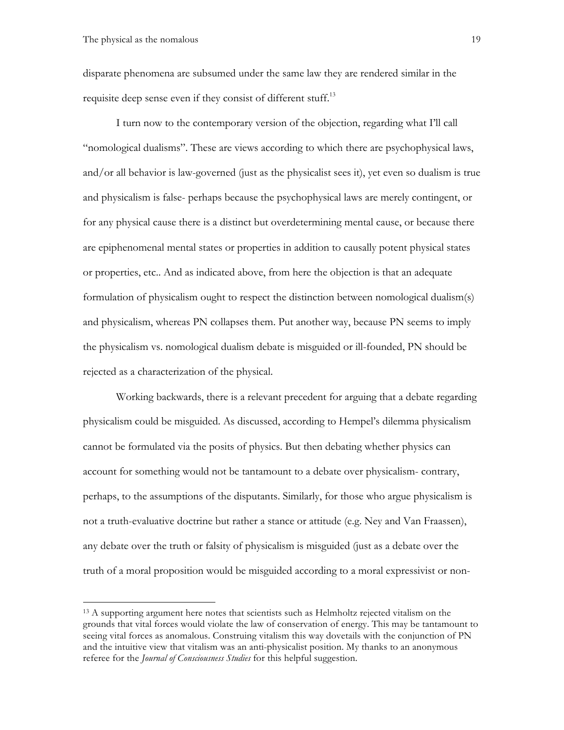disparate phenomena are subsumed under the same law they are rendered similar in the requisite deep sense even if they consist of different stuff.[13]

I turn now to the contemporary version of the objection, regarding what I'll call "nomological dualisms". These are views according to which there are psychophysical laws, and/or all behavior is law-governed (just as the physicalist sees it), yet even so dualism is true and physicalism is false- perhaps because the psychophysical laws are merely contingent, or for any physical cause there is a distinct but overdetermining mental cause, or because there are epiphenomenal mental states or properties in addition to causally potent physical states or properties, etc.. And as indicated above, from here the objection is that an adequate formulation of physicalism ought to respect the distinction between nomological dualism(s) and physicalism, whereas PN collapses them. Put another way, because PN seems to imply the physicalism vs. nomological dualism debate is misguided or ill-founded, PN should be rejected as a characterization of the physical.

Working backwards, there is a relevant precedent for arguing that a debate regarding physicalism could be misguided. As discussed, according to Hempel's dilemma physicalism cannot be formulated via the posits of physics. But then debating whether physics can account for something would not be tantamount to a debate over physicalism- contrary, perhaps, to the assumptions of the disputants. Similarly, for those who argue physicalism is not a truth-evaluative doctrine but rather a stance or attitude (e.g. Ney and Van Fraassen), any debate over the truth or falsity of physicalism is misguided (just as a debate over the truth of a moral proposition would be misguided according to a moral expressivist or non-

---

[13] A supporting argument here notes that scientists such as Helmholtz rejected vitalism on the grounds that vital forces would violate the law of conservation of energy. This may be tantamount to seeing vital forces as anomalous. Construing vitalism this way dovetails with the conjunction of PN and the intuitive view that vitalism was an anti-physicalist position. My thanks to an anonymous referee for the *Journal of Consciousness Studies* for this helpful suggestion.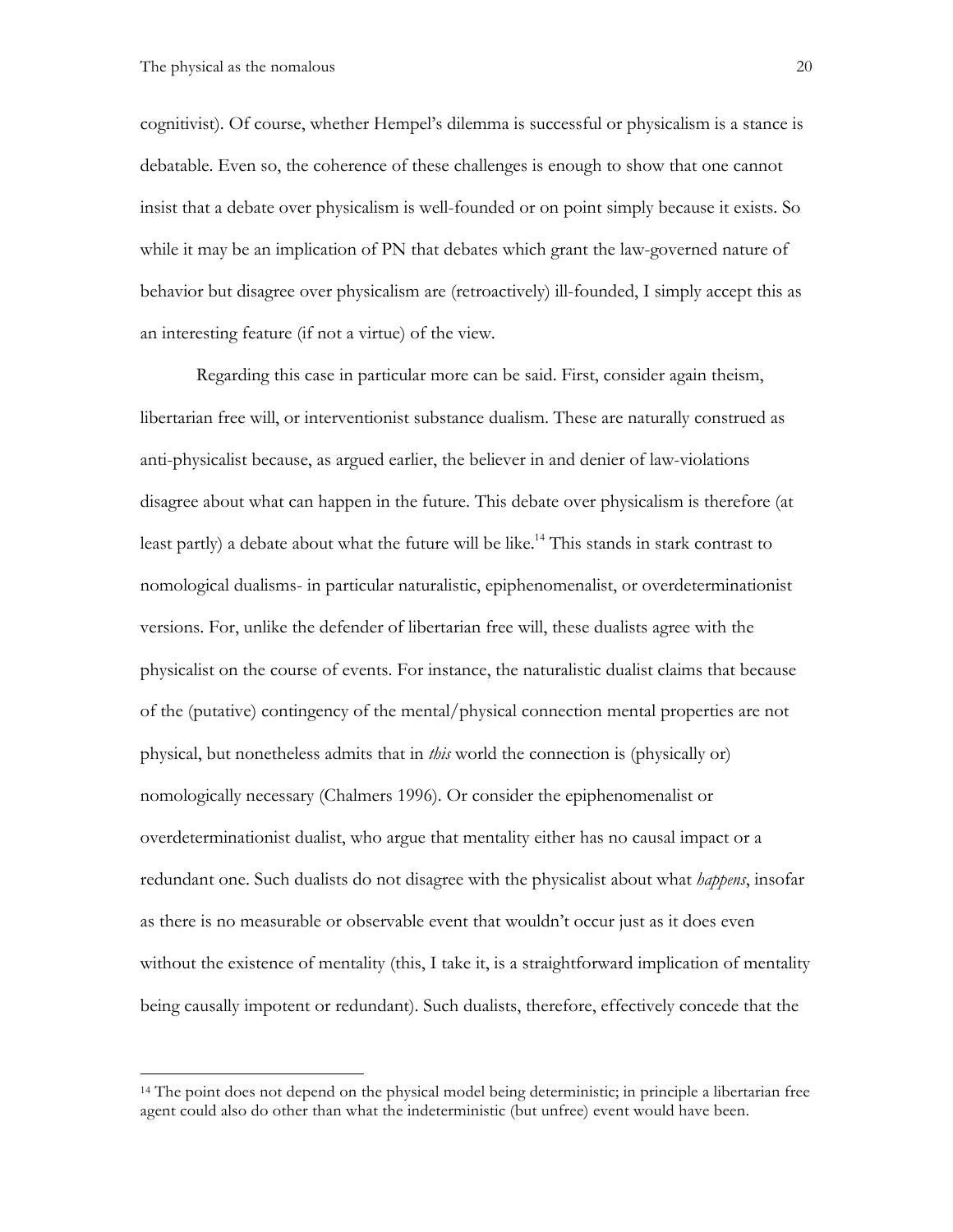cognitivist). Of course, whether Hempel's dilemma is successful or physicalism is a stance is debatable. Even so, the coherence of these challenges is enough to show that one cannot insist that a debate over physicalism is well-founded or on point simply because it exists. So while it may be an implication of PN that debates which grant the law-governed nature of behavior but disagree over physicalism are (retroactively) ill-founded, I simply accept this as an interesting feature (if not a virtue) of the view.

Regarding this case in particular more can be said. First, consider again theism, libertarian free will, or interventionist substance dualism. These are naturally construed as anti-physicalist because, as argued earlier, the believer in and denier of law-violations disagree about what can happen in the future. This debate over physicalism is therefore (at least partly) a debate about what the future will be like.[14] This stands in stark contrast to nomological dualisms- in particular naturalistic, epiphenomenalist, or overdeterminationist versions. For, unlike the defender of libertarian free will, these dualists agree with the physicalist on the course of events. For instance, the naturalistic dualist claims that because of the (putative) contingency of the mental/physical connection mental properties are not physical, but nonetheless admits that in *this* world the connection is (physically or) nomologically necessary (Chalmers 1996). Or consider the epiphenomenalist or overdeterminationist dualist, who argue that mentality either has no causal impact or a redundant one. Such dualists do not disagree with the physicalist about what *happens*, insofar as there is no measurable or observable event that wouldn't occur just as it does even without the existence of mentality (this, I take it, is a straightforward implication of mentality being causally impotent or redundant). Such dualists, therefore, effectively concede that the

[14] The point does not depend on the physical model being deterministic; in principle a libertarian free agent could also do other than what the indeterministic (but unfree) event would have been.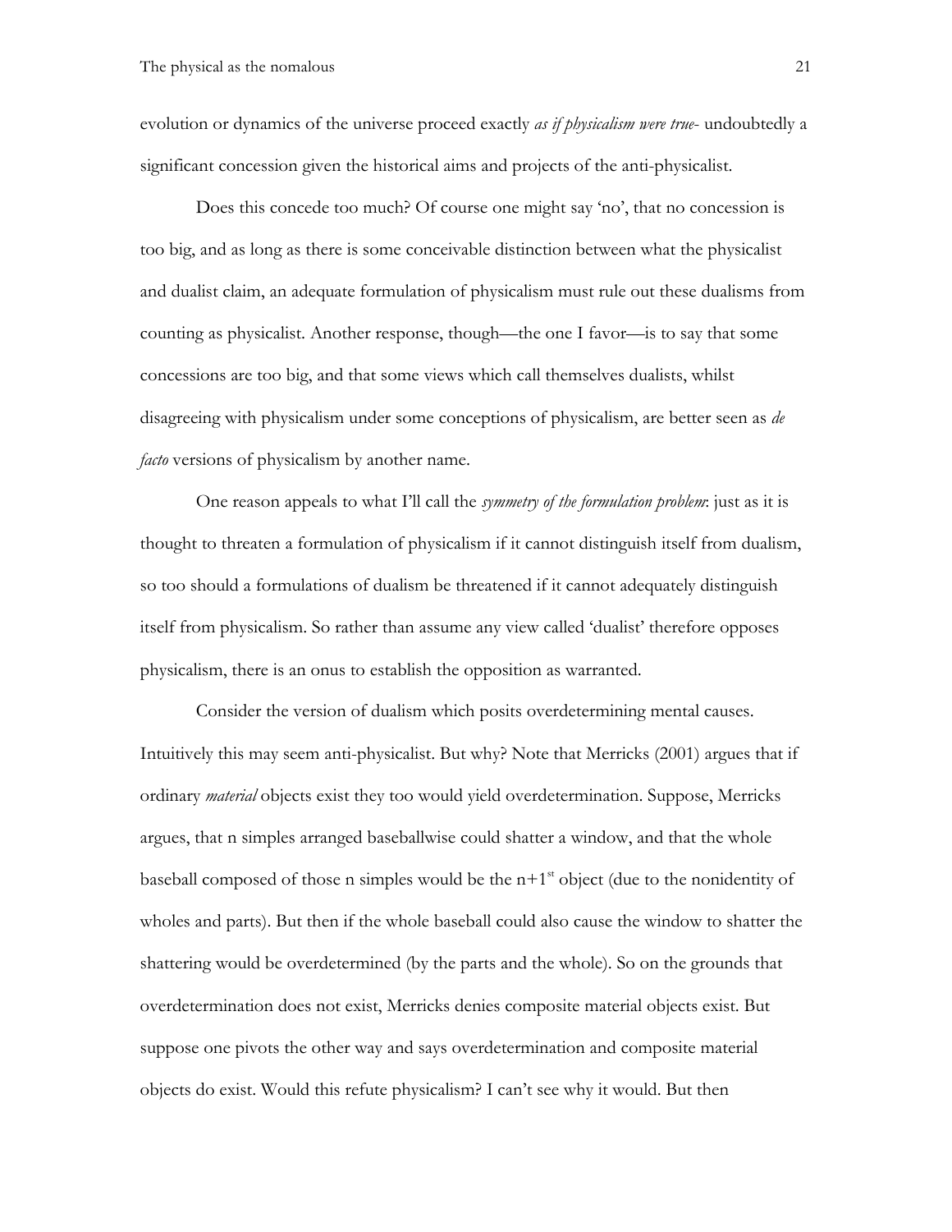evolution or dynamics of the universe proceed exactly *as if physicalism were true*- undoubtedly a significant concession given the historical aims and projects of the anti-physicalist.

Does this concede too much? Of course one might say 'no', that no concession is too big, and as long as there is some conceivable distinction between what the physicalist and dualist claim, an adequate formulation of physicalism must rule out these dualisms from counting as physicalist. Another response, though—the one I favor—is to say that some concessions are too big, and that some views which call themselves dualists, whilst disagreeing with physicalism under some conceptions of physicalism, are better seen as *de facto* versions of physicalism by another name.

One reason appeals to what I'll call the *symmetry of the formulation problem*: just as it is thought to threaten a formulation of physicalism if it cannot distinguish itself from dualism, so too should a formulations of dualism be threatened if it cannot adequately distinguish itself from physicalism. So rather than assume any view called 'dualist' therefore opposes physicalism, there is an onus to establish the opposition as warranted.

Consider the version of dualism which posits overdetermining mental causes. Intuitively this may seem anti-physicalist. But why? Note that Merricks (2001) argues that if ordinary *material* objects exist they too would yield overdetermination. Suppose, Merricks argues, that n simples arranged baseballwise could shatter a window, and that the whole baseball composed of those n simples would be the n+1$^{st}$ object (due to the nonidentity of wholes and parts). But then if the whole baseball could also cause the window to shatter the shattering would be overdetermined (by the parts and the whole). So on the grounds that overdetermination does not exist, Merricks denies composite material objects exist. But suppose one pivots the other way and says overdetermination and composite material objects do exist. Would this refute physicalism? I can't see why it would. But then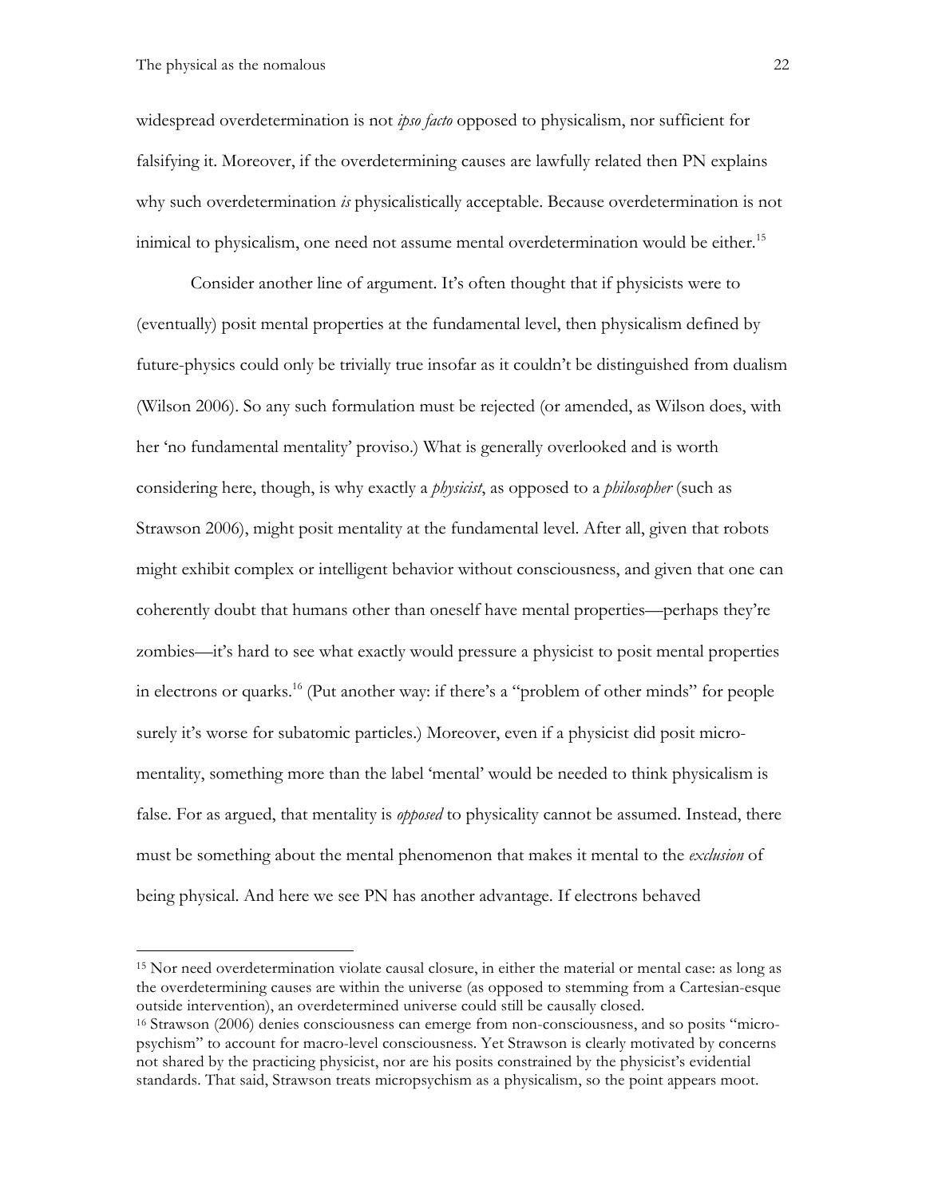widespread overdetermination is not *ipso facto* opposed to physicalism, nor sufficient for falsifying it. Moreover, if the overdetermining causes are lawfully related then PN explains why such overdetermination *is* physicalistically acceptable. Because overdetermination is not inimical to physicalism, one need not assume mental overdetermination would be either.[15]

Consider another line of argument. It's often thought that if physicists were to (eventually) posit mental properties at the fundamental level, then physicalism defined by future-physics could only be trivially true insofar as it couldn't be distinguished from dualism (Wilson 2006). So any such formulation must be rejected (or amended, as Wilson does, with her 'no fundamental mentality' proviso.) What is generally overlooked and is worth considering here, though, is why exactly a *physicist*, as opposed to a *philosopher* (such as Strawson 2006), might posit mentality at the fundamental level. After all, given that robots might exhibit complex or intelligent behavior without consciousness, and given that one can coherently doubt that humans other than oneself have mental properties—perhaps they're zombies—it's hard to see what exactly would pressure a physicist to posit mental properties in electrons or quarks.[16] (Put another way: if there's a "problem of other minds" for people surely it's worse for subatomic particles.) Moreover, even if a physicist did posit micro-mentality, something more than the label 'mental' would be needed to think physicalism is false. For as argued, that mentality is *opposed* to physicality cannot be assumed. Instead, there must be something about the mental phenomenon that makes it mental to the *exclusion* of being physical. And here we see PN has another advantage. If electrons behaved

---

[15] Nor need overdetermination violate causal closure, in either the material or mental case: as long as the overdetermining causes are within the universe (as opposed to stemming from a Cartesian-esque outside intervention), an overdetermined universe could still be causally closed.

[16] Strawson (2006) denies consciousness can emerge from non-consciousness, and so posits "micro-psychism" to account for macro-level consciousness. Yet Strawson is clearly motivated by concerns not shared by the practicing physicist, nor are his posits constrained by the physicist's evidential standards. That said, Strawson treats micropsychism as a physicalism, so the point appears moot.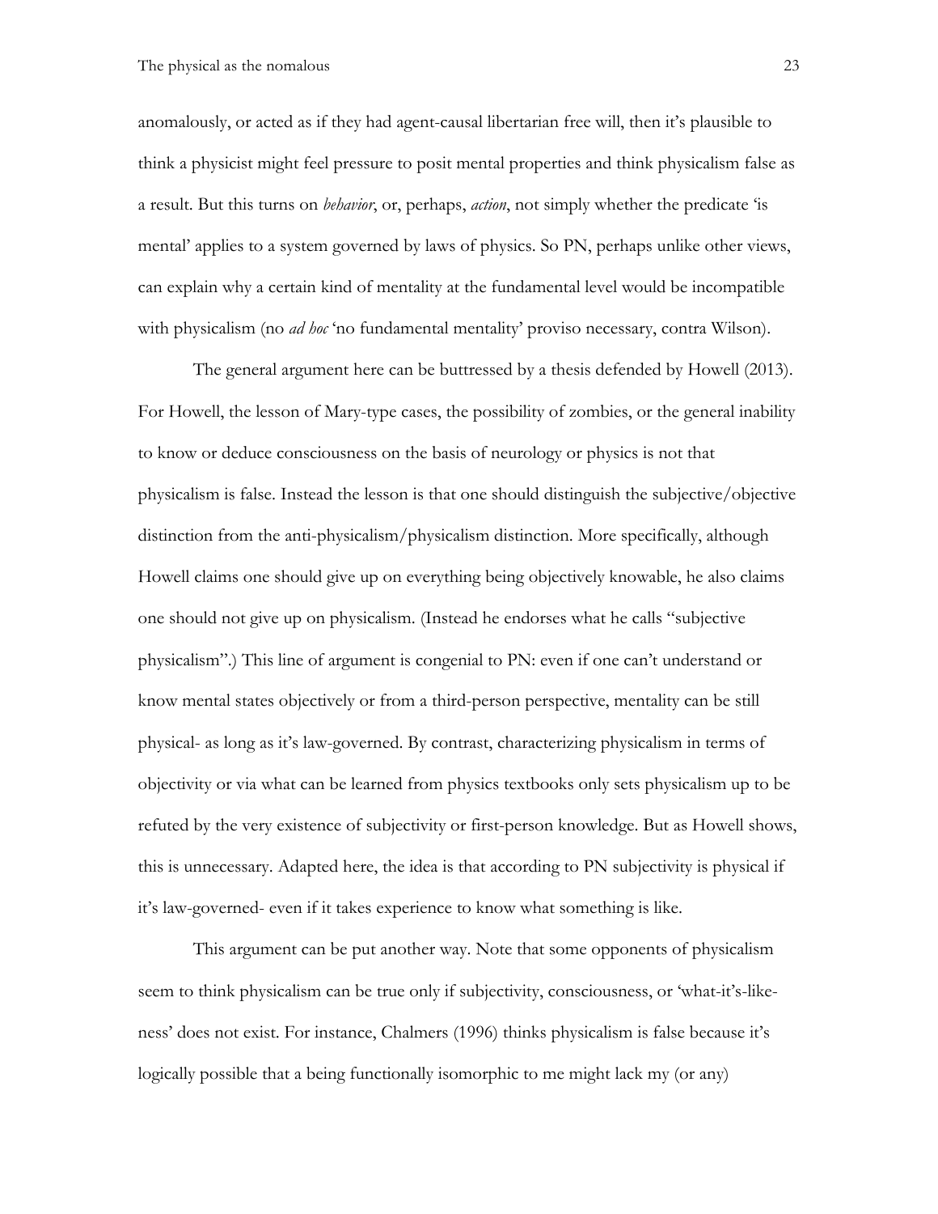anomalously, or acted as if they had agent-causal libertarian free will, then it's plausible to think a physicist might feel pressure to posit mental properties and think physicalism false as a result. But this turns on *behavior*, or, perhaps, *action*, not simply whether the predicate 'is mental' applies to a system governed by laws of physics. So PN, perhaps unlike other views, can explain why a certain kind of mentality at the fundamental level would be incompatible with physicalism (no *ad hoc* 'no fundamental mentality' proviso necessary, contra Wilson).

The general argument here can be buttressed by a thesis defended by Howell (2013). For Howell, the lesson of Mary-type cases, the possibility of zombies, or the general inability to know or deduce consciousness on the basis of neurology or physics is not that physicalism is false. Instead the lesson is that one should distinguish the subjective/objective distinction from the anti-physicalism/physicalism distinction. More specifically, although Howell claims one should give up on everything being objectively knowable, he also claims one should not give up on physicalism. (Instead he endorses what he calls "subjective physicalism".) This line of argument is congenial to PN: even if one can't understand or know mental states objectively or from a third-person perspective, mentality can be still physical- as long as it's law-governed. By contrast, characterizing physicalism in terms of objectivity or via what can be learned from physics textbooks only sets physicalism up to be refuted by the very existence of subjectivity or first-person knowledge. But as Howell shows, this is unnecessary. Adapted here, the idea is that according to PN subjectivity is physical if it's law-governed- even if it takes experience to know what something is like.

This argument can be put another way. Note that some opponents of physicalism seem to think physicalism can be true only if subjectivity, consciousness, or 'what-it's-like-ness' does not exist. For instance, Chalmers (1996) thinks physicalism is false because it's logically possible that a being functionally isomorphic to me might lack my (or any)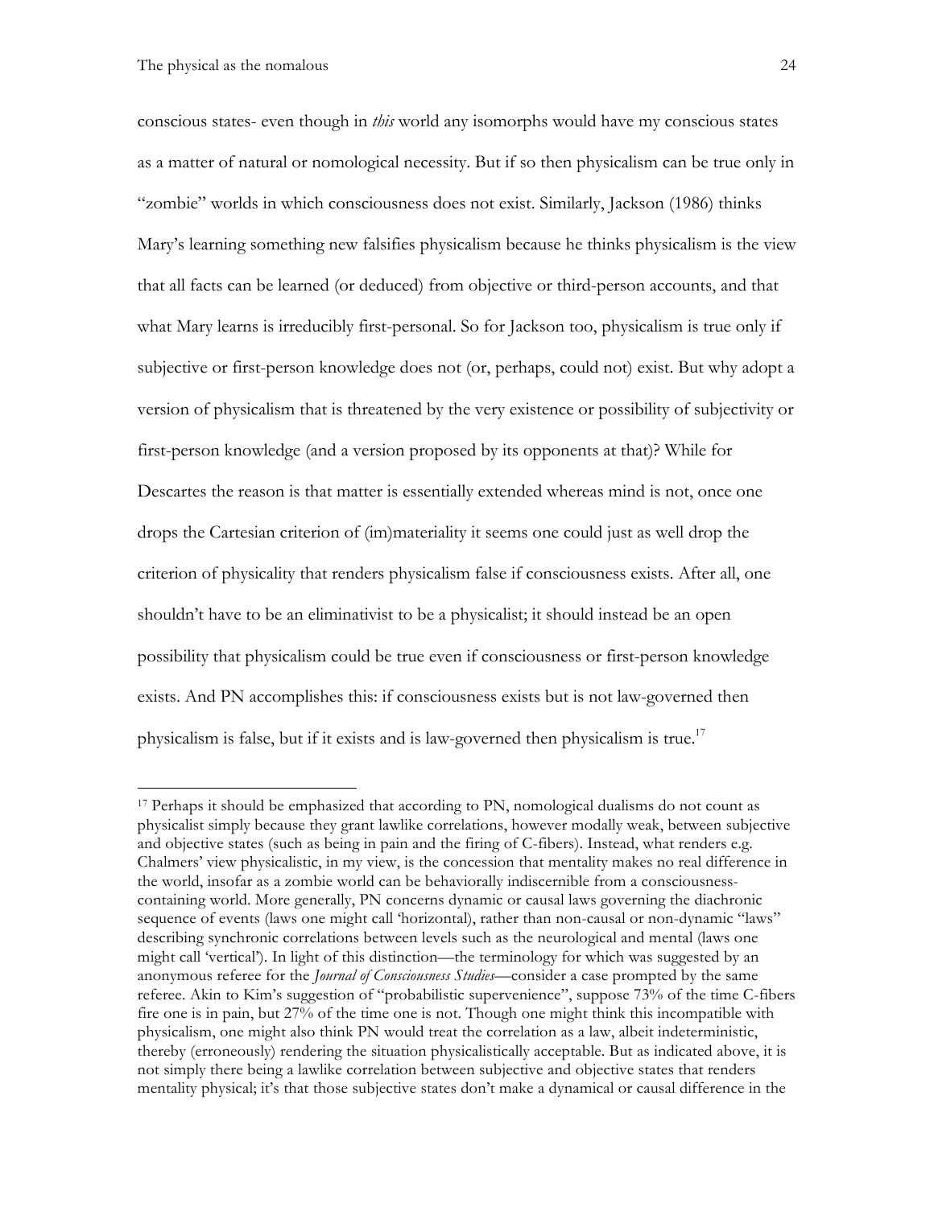conscious states- even though in *this* world any isomorphs would have my conscious states as a matter of natural or nomological necessity. But if so then physicalism can be true only in "zombie" worlds in which consciousness does not exist. Similarly, Jackson (1986) thinks Mary's learning something new falsifies physicalism because he thinks physicalism is the view that all facts can be learned (or deduced) from objective or third-person accounts, and that what Mary learns is irreducibly first-personal. So for Jackson too, physicalism is true only if subjective or first-person knowledge does not (or, perhaps, could not) exist. But why adopt a version of physicalism that is threatened by the very existence or possibility of subjectivity or first-person knowledge (and a version proposed by its opponents at that)? While for Descartes the reason is that matter is essentially extended whereas mind is not, once one drops the Cartesian criterion of (im)materiality it seems one could just as well drop the criterion of physicality that renders physicalism false if consciousness exists. After all, one shouldn't have to be an eliminativist to be a physicalist; it should instead be an open possibility that physicalism could be true even if consciousness or first-person knowledge exists. And PN accomplishes this: if consciousness exists but is not law-governed then physicalism is false, but if it exists and is law-governed then physicalism is true.[17]

---

[17] Perhaps it should be emphasized that according to PN, nomological dualisms do not count as physicalist simply because they grant lawlike correlations, however modally weak, between subjective and objective states (such as being in pain and the firing of C-fibers). Instead, what renders e.g. Chalmers' view physicalistic, in my view, is the concession that mentality makes no real difference in the world, insofar as a zombie world can be behaviorally indiscernible from a consciousness-containing world. More generally, PN concerns dynamic or causal laws governing the diachronic sequence of events (laws one might call 'horizontal), rather than non-causal or non-dynamic "laws" describing synchronic correlations between levels such as the neurological and mental (laws one might call 'vertical'). In light of this distinction—the terminology for which was suggested by an anonymous referee for the *Journal of Consciousness Studies*—consider a case prompted by the same referee. Akin to Kim's suggestion of "probabilistic supervenience", suppose 73% of the time C-fibers fire one is in pain, but 27% of the time one is not. Though one might think this incompatible with physicalism, one might also think PN would treat the correlation as a law, albeit indeterministic, thereby (erroneously) rendering the situation physicalistically acceptable. But as indicated above, it is not simply there being a lawlike correlation between subjective and objective states that renders mentality physical; it's that those subjective states don't make a dynamical or causal difference in the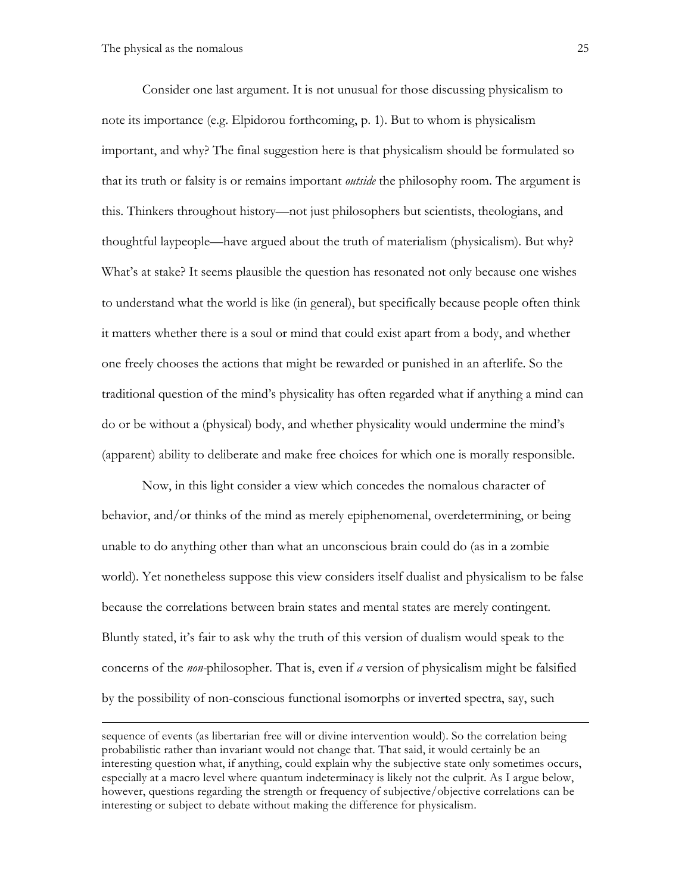Consider one last argument. It is not unusual for those discussing physicalism to note its importance (e.g. Elpidorou forthcoming, p. 1). But to whom is physicalism important, and why? The final suggestion here is that physicalism should be formulated so that its truth or falsity is or remains important *outside* the philosophy room. The argument is this. Thinkers throughout history—not just philosophers but scientists, theologians, and thoughtful laypeople—have argued about the truth of materialism (physicalism). But why? What's at stake? It seems plausible the question has resonated not only because one wishes to understand what the world is like (in general), but specifically because people often think it matters whether there is a soul or mind that could exist apart from a body, and whether one freely chooses the actions that might be rewarded or punished in an afterlife. So the traditional question of the mind's physicality has often regarded what if anything a mind can do or be without a (physical) body, and whether physicality would undermine the mind's (apparent) ability to deliberate and make free choices for which one is morally responsible.

Now, in this light consider a view which concedes the nomalous character of behavior, and/or thinks of the mind as merely epiphenomenal, overdetermining, or being unable to do anything other than what an unconscious brain could do (as in a zombie world). Yet nonetheless suppose this view considers itself dualist and physicalism to be false because the correlations between brain states and mental states are merely contingent. Bluntly stated, it's fair to ask why the truth of this version of dualism would speak to the concerns of the *non*-philosopher. That is, even if *a* version of physicalism might be falsified by the possibility of non-conscious functional isomorphs or inverted spectra, say, such

---

sequence of events (as libertarian free will or divine intervention would). So the correlation being probabilistic rather than invariant would not change that. That said, it would certainly be an interesting question what, if anything, could explain why the subjective state only sometimes occurs, especially at a macro level where quantum indeterminacy is likely not the culprit. As I argue below, however, questions regarding the strength or frequency of subjective/objective correlations can be interesting or subject to debate without making the difference for physicalism.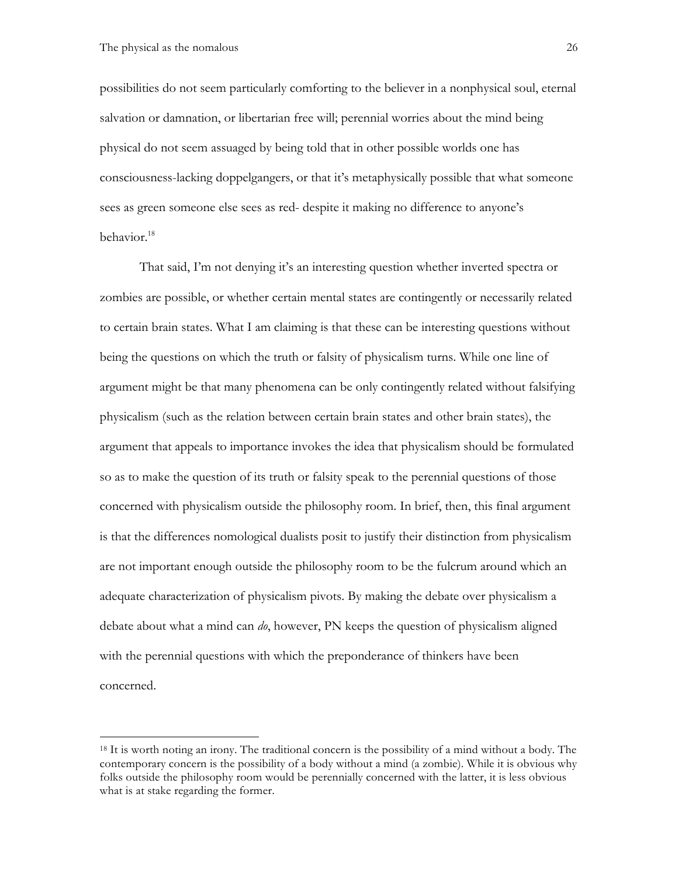possibilities do not seem particularly comforting to the believer in a nonphysical soul, eternal salvation or damnation, or libertarian free will; perennial worries about the mind being physical do not seem assuaged by being told that in other possible worlds one has consciousness-lacking doppelgangers, or that it's metaphysically possible that what someone sees as green someone else sees as red- despite it making no difference to anyone's behavior.[18]

That said, I'm not denying it's an interesting question whether inverted spectra or zombies are possible, or whether certain mental states are contingently or necessarily related to certain brain states. What I am claiming is that these can be interesting questions without being the questions on which the truth or falsity of physicalism turns. While one line of argument might be that many phenomena can be only contingently related without falsifying physicalism (such as the relation between certain brain states and other brain states), the argument that appeals to importance invokes the idea that physicalism should be formulated so as to make the question of its truth or falsity speak to the perennial questions of those concerned with physicalism outside the philosophy room. In brief, then, this final argument is that the differences nomological dualists posit to justify their distinction from physicalism are not important enough outside the philosophy room to be the fulcrum around which an adequate characterization of physicalism pivots. By making the debate over physicalism a debate about what a mind can *do*, however, PN keeps the question of physicalism aligned with the perennial questions with which the preponderance of thinkers have been concerned.

---

[18] It is worth noting an irony. The traditional concern is the possibility of a mind without a body. The contemporary concern is the possibility of a body without a mind (a zombie). While it is obvious why folks outside the philosophy room would be perennially concerned with the latter, it is less obvious what is at stake regarding the former.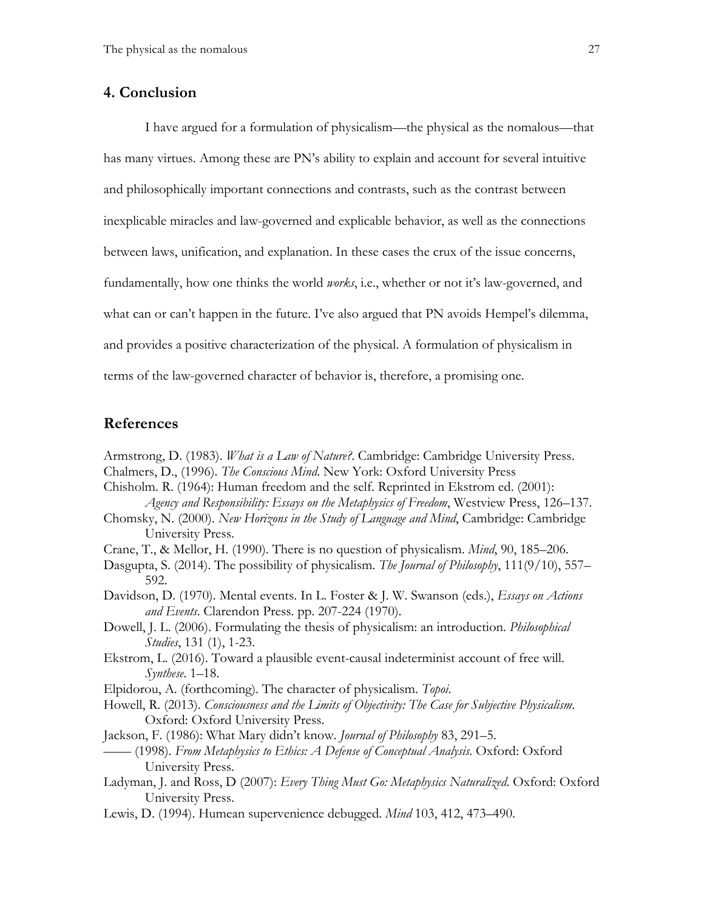## 4. Conclusion

I have argued for a formulation of physicalism—the physical as the nomalous—that has many virtues. Among these are PN's ability to explain and account for several intuitive and philosophically important connections and contrasts, such as the contrast between inexplicable miracles and law-governed and explicable behavior, as well as the connections between laws, unification, and explanation. In these cases the crux of the issue concerns, fundamentally, how one thinks the world *works*, i.e., whether or not it's law-governed, and what can or can't happen in the future. I've also argued that PN avoids Hempel's dilemma, and provides a positive characterization of the physical. A formulation of physicalism in terms of the law-governed character of behavior is, therefore, a promising one.

## References

Armstrong, D. (1983). *What is a Law of Nature?*. Cambridge: Cambridge University Press.

Chalmers, D., (1996). *The Conscious Mind*. New York: Oxford University Press

Chisholm. R. (1964): Human freedom and the self. Reprinted in Ekstrom ed. (2001): *Agency and Responsibility: Essays on the Metaphysics of Freedom*, Westview Press, 126–137.

Chomsky, N. (2000). *New Horizons in the Study of Language and Mind*, Cambridge: Cambridge University Press.

Crane, T., & Mellor, H. (1990). There is no question of physicalism. *Mind*, 90, 185–206.

Dasgupta, S. (2014). The possibility of physicalism. *The Journal of Philosophy*, 111(9/10), 557–592.

Davidson, D. (1970). Mental events. In L. Foster & J. W. Swanson (eds.), *Essays on Actions and Events*. Clarendon Press. pp. 207-224 (1970).

Dowell, J. L. (2006). Formulating the thesis of physicalism: an introduction. *Philosophical Studies*, 131 (1), 1-23.

Ekstrom, L. (2016). Toward a plausible event-causal indeterminist account of free will. *Synthese*. 1–18.

Elpidorou, A. (forthcoming). The character of physicalism. *Topoi*.

Howell, R. (2013). *Consciousness and the Limits of Objectivity: The Case for Subjective Physicalism*. Oxford: Oxford University Press.

Jackson, F. (1986): What Mary didn't know. *Journal of Philosophy* 83, 291–5.

—— (1998). *From Metaphysics to Ethics: A Defense of Conceptual Analysis*. Oxford: Oxford University Press.

Ladyman, J. and Ross, D (2007): *Every Thing Must Go: Metaphysics Naturalized*. Oxford: Oxford University Press.

Lewis, D. (1994). Humean supervenience debugged. *Mind* 103, 412, 473–490.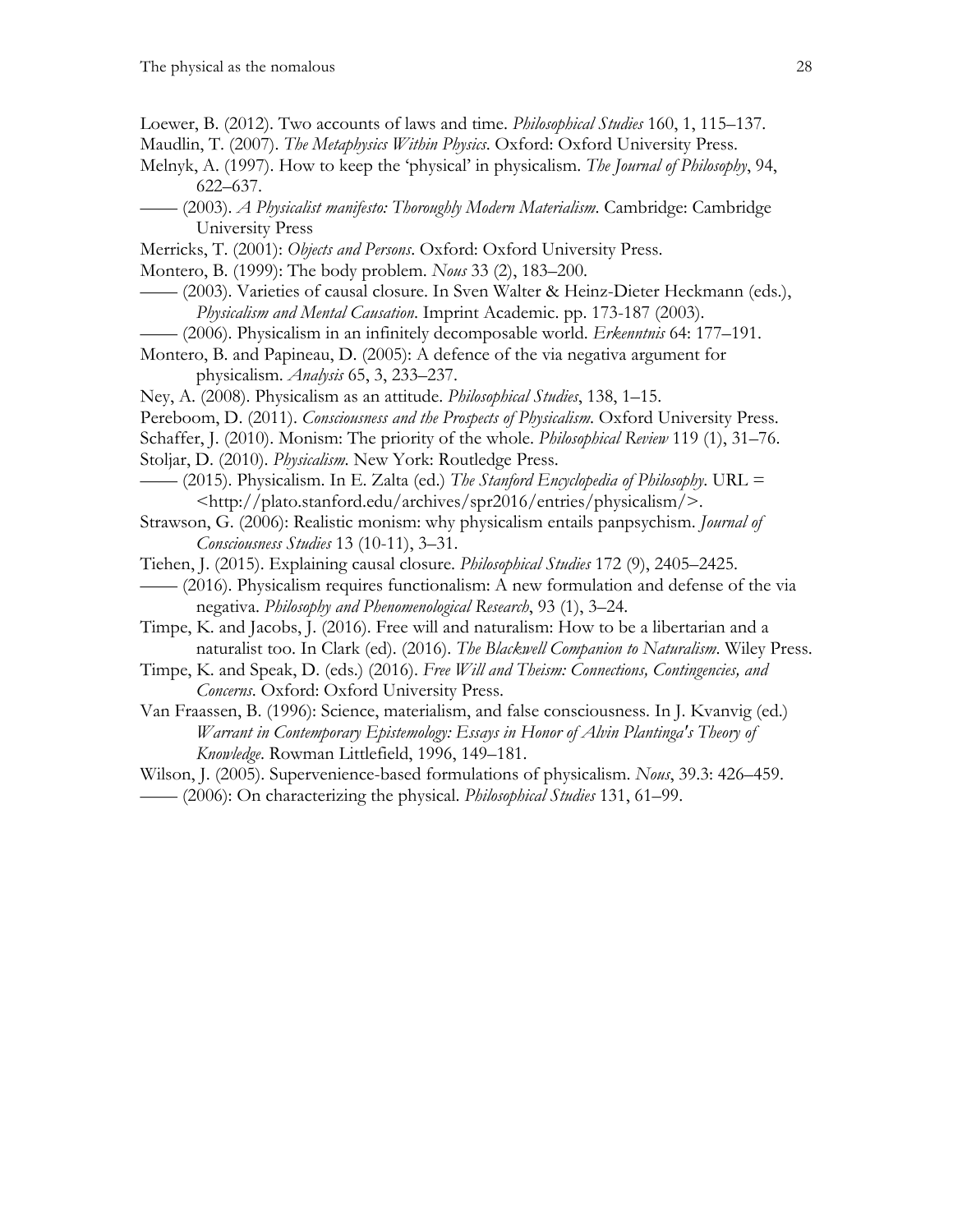Loewer, B. (2012). Two accounts of laws and time. *Philosophical Studies* 160, 1, 115–137.

Maudlin, T. (2007). *The Metaphysics Within Physics*. Oxford: Oxford University Press.

Melnyk, A. (1997). How to keep the 'physical' in physicalism. *The Journal of Philosophy*, 94, 622–637.

—— (2003). *A Physicalist manifesto: Thoroughly Modern Materialism*. Cambridge: Cambridge University Press

Merricks, T. (2001): *Objects and Persons*. Oxford: Oxford University Press.

Montero, B. (1999): The body problem. *Nous* 33 (2), 183–200.

—— (2003). Varieties of causal closure. In Sven Walter & Heinz-Dieter Heckmann (eds.), *Physicalism and Mental Causation*. Imprint Academic. pp. 173-187 (2003).

—— (2006). Physicalism in an infinitely decomposable world. *Erkenntnis* 64: 177–191.

Montero, B. and Papineau, D. (2005): A defence of the via negativa argument for physicalism. *Analysis* 65, 3, 233–237.

Ney, A. (2008). Physicalism as an attitude. *Philosophical Studies*, 138, 1–15.

Pereboom, D. (2011). *Consciousness and the Prospects of Physicalism*. Oxford University Press.

Schaffer, J. (2010). Monism: The priority of the whole. *Philosophical Review* 119 (1), 31–76.

Stoljar, D. (2010). *Physicalism*. New York: Routledge Press.

—— (2015). Physicalism. In E. Zalta (ed.) *The Stanford Encyclopedia of Philosophy*. URL = <http://plato.stanford.edu/archives/spr2016/entries/physicalism/>.

Strawson, G. (2006): Realistic monism: why physicalism entails panpsychism. *Journal of Consciousness Studies* 13 (10-11), 3–31.

Tiehen, J. (2015). Explaining causal closure. *Philosophical Studies* 172 (9), 2405–2425.

—— (2016). Physicalism requires functionalism: A new formulation and defense of the via negativa. *Philosophy and Phenomenological Research*, 93 (1), 3–24.

Timpe, K. and Jacobs, J. (2016). Free will and naturalism: How to be a libertarian and a naturalist too. In Clark (ed). (2016). *The Blackwell Companion to Naturalism*. Wiley Press.

Timpe, K. and Speak, D. (eds.) (2016). *Free Will and Theism: Connections, Contingencies, and Concerns*. Oxford: Oxford University Press.

Van Fraassen, B. (1996): Science, materialism, and false consciousness. In J. Kvanvig (ed.) *Warrant in Contemporary Epistemology: Essays in Honor of Alvin Plantinga's Theory of Knowledge*. Rowman Littlefield, 1996, 149–181.

Wilson, J. (2005). Supervenience-based formulations of physicalism. *Nous*, 39.3: 426–459.

—— (2006): On characterizing the physical. *Philosophical Studies* 131, 61–99.